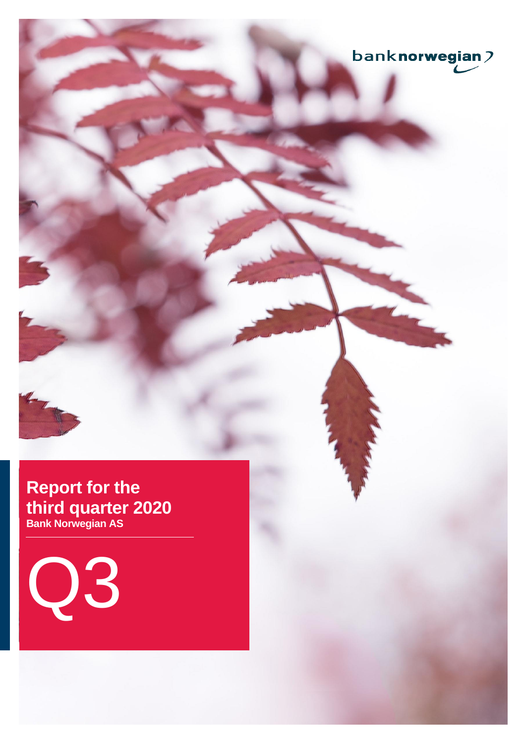banknorwegian

# Report for the third quarter 2020

**Bank Norwegian AS**

Q3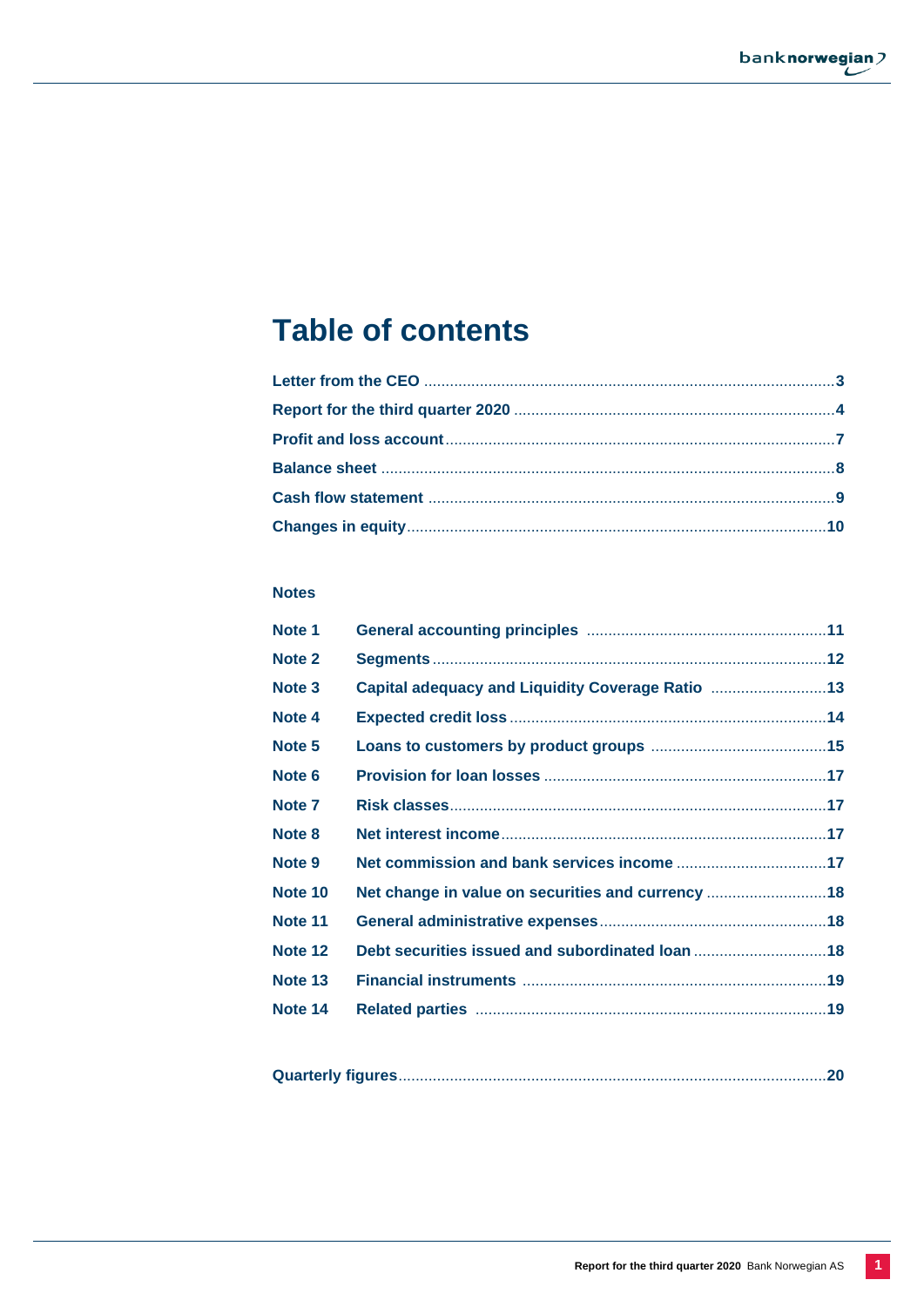# Table of contents

| | |
|---|---|
| **Letter from the CEO** | **3** |
| **Report for the third quarter 2020** | **4** |
| **Profit and loss account** | **7** |
| **Balance sheet** | **8** |
| **Cash flow statement** | **9** |
| **Changes in equity** | **10** |

**Notes**

| | | |
|---|---|---|
| **Note 1** | **General accounting principles** | **11** |
| **Note 2** | **Segments** | **12** |
| **Note 3** | **Capital adequacy and Liquidity Coverage Ratio** | **13** |
| **Note 4** | **Expected credit loss** | **14** |
| **Note 5** | **Loans to customers by product groups** | **15** |
| **Note 6** | **Provision for loan losses** | **17** |
| **Note 7** | **Risk classes** | **17** |
| **Note 8** | **Net interest income** | **17** |
| **Note 9** | **Net commission and bank services income** | **17** |
| **Note 10** | **Net change in value on securities and currency** | **18** |
| **Note 11** | **General administrative expenses** | **18** |
| **Note 12** | **Debt securities issued and subordinated loan** | **18** |
| **Note 13** | **Financial instruments** | **19** |
| **Note 14** | **Related parties** | **19** |

| | |
|---|---|
| **Quarterly figures** | **20** |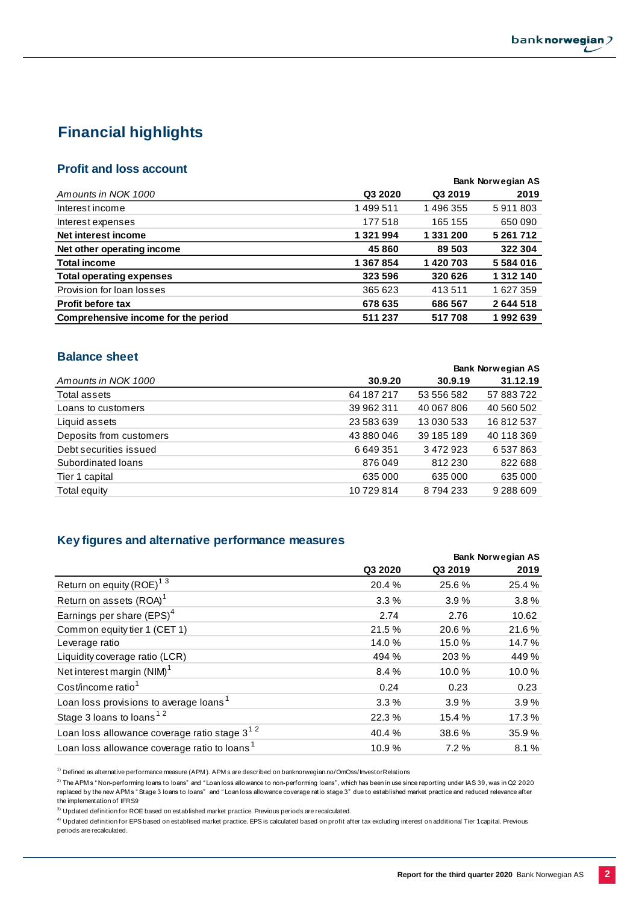# Financial highlights

## Profit and loss account

| Amounts in NOK 1000 | Q3 2020 | Q3 2019 | 2019 |
|---|---|---|---|
| | | | **Bank Norwegian AS** |
| Interest income | 1 499 511 | 1 496 355 | 5 911 803 |
| Interest expenses | 177 518 | 165 155 | 650 090 |
| **Net interest income** | **1 321 994** | **1 331 200** | **5 261 712** |
| **Net other operating income** | **45 860** | **89 503** | **322 304** |
| **Total income** | **1 367 854** | **1 420 703** | **5 584 016** |
| **Total operating expenses** | **323 596** | **320 626** | **1 312 140** |
| Provision for loan losses | 365 623 | 413 511 | 1 627 359 |
| **Profit before tax** | **678 635** | **686 567** | **2 644 518** |
| **Comprehensive income for the period** | **511 237** | **517 708** | **1 992 639** |

## Balance sheet

| Amounts in NOK 1000 | 30.9.20 | 30.9.19 | 31.12.19 |
|---|---|---|---|
| | | | **Bank Norwegian AS** |
| Total assets | 64 187 217 | 53 556 582 | 57 883 722 |
| Loans to customers | 39 962 311 | 40 067 806 | 40 560 502 |
| Liquid assets | 23 583 639 | 13 030 533 | 16 812 537 |
| Deposits from customers | 43 880 046 | 39 185 189 | 40 118 369 |
| Debt securities issued | 6 649 351 | 3 472 923 | 6 537 863 |
| Subordinated loans | 876 049 | 812 230 | 822 688 |
| Tier 1 capital | 635 000 | 635 000 | 635 000 |
| Total equity | 10 729 814 | 8 794 233 | 9 288 609 |

## Key figures and alternative performance measures

| | Q3 2020 | Q3 2019 | 2019 |
|---|---|---|---|
| | | | **Bank Norwegian AS** |
| Return on equity (ROE)[1 3] | 20.4 % | 25.6 % | 25.4 % |
| Return on assets (ROA)[1] | 3.3 % | 3.9 % | 3.8 % |
| Earnings per share (EPS)[4] | 2.74 | 2.76 | 10.62 |
| Common equity tier 1 (CET 1) | 21.5 % | 20.6 % | 21.6 % |
| Leverage ratio | 14.0 % | 15.0 % | 14.7 % |
| Liquidity coverage ratio (LCR) | 494 % | 203 % | 449 % |
| Net interest margin (NIM)[1] | 8.4 % | 10.0 % | 10.0 % |
| Cost/income ratio[1] | 0.24 | 0.23 | 0.23 |
| Loan loss provisions to average loans[1] | 3.3 % | 3.9 % | 3.9 % |
| Stage 3 loans to loans[1 2] | 22.3 % | 15.4 % | 17.3 % |
| Loan loss allowance coverage ratio stage 3[1 2] | 40.4 % | 38.6 % | 35.9 % |
| Loan loss allowance coverage ratio to loans[1] | 10.9 % | 7.2 % | 8.1 % |

[1)] Defined as alternative performance measure (APM). APMs are described on banknorwegian.no/OmOss/InvestorRelations

[2)] The APMs "Non-performing loans to loans" and "Loan loss allowance to non-performing loans", which has been in use since reporting under IAS 39, was in Q2 2020 replaced by the new APMs "Stage 3 loans to loans" and "Loan loss allowance coverage ratio stage 3" due to established market practice and reduced relevance after the implementation of IFRS9

[3)] Updated definition for ROE based on established market practice. Previous periods are recalculated.

[4)] Updated definition for EPS based on establised market practice. EPS is calculated based on profit after tax excluding interest on additional Tier 1 capital. Previous periods are recalculated.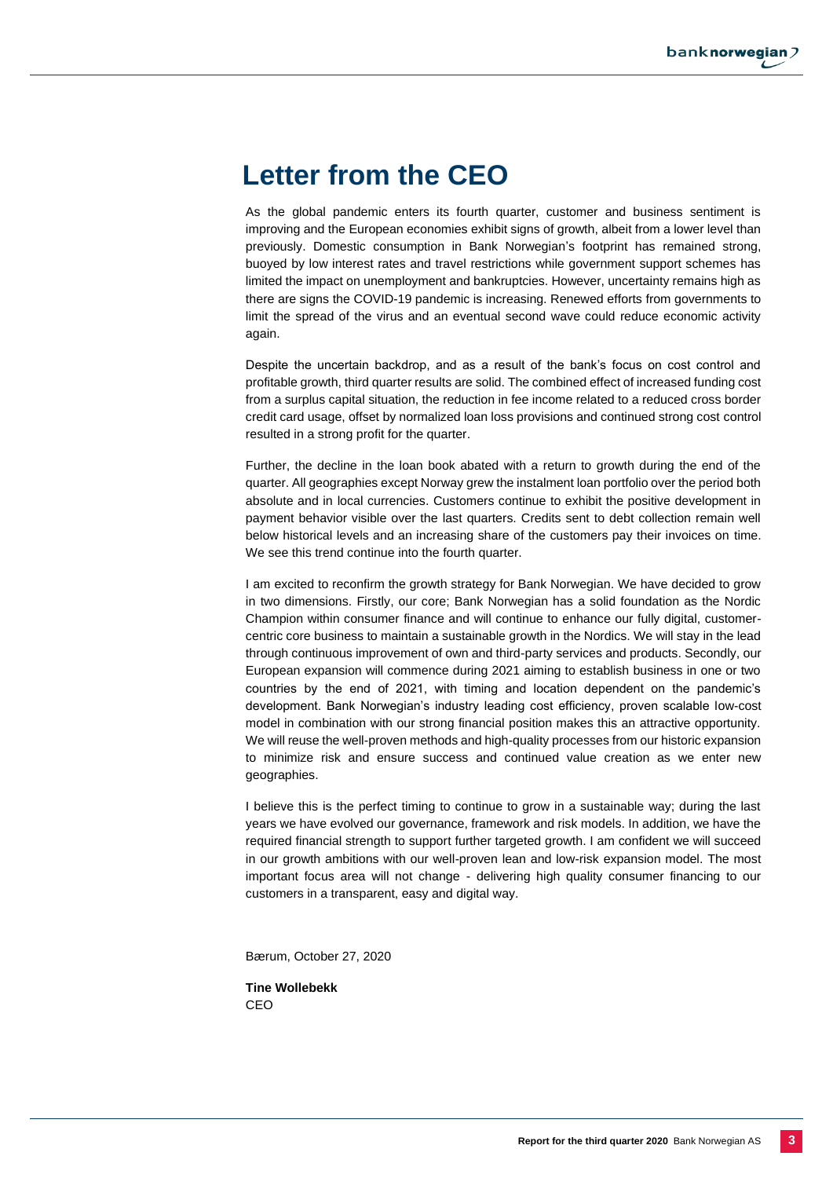# Letter from the CEO

As the global pandemic enters its fourth quarter, customer and business sentiment is improving and the European economies exhibit signs of growth, albeit from a lower level than previously. Domestic consumption in Bank Norwegian's footprint has remained strong, buoyed by low interest rates and travel restrictions while government support schemes has limited the impact on unemployment and bankruptcies. However, uncertainty remains high as there are signs the COVID-19 pandemic is increasing. Renewed efforts from governments to limit the spread of the virus and an eventual second wave could reduce economic activity again.

Despite the uncertain backdrop, and as a result of the bank's focus on cost control and profitable growth, third quarter results are solid. The combined effect of increased funding cost from a surplus capital situation, the reduction in fee income related to a reduced cross border credit card usage, offset by normalized loan loss provisions and continued strong cost control resulted in a strong profit for the quarter.

Further, the decline in the loan book abated with a return to growth during the end of the quarter. All geographies except Norway grew the instalment loan portfolio over the period both absolute and in local currencies. Customers continue to exhibit the positive development in payment behavior visible over the last quarters. Credits sent to debt collection remain well below historical levels and an increasing share of the customers pay their invoices on time. We see this trend continue into the fourth quarter.

I am excited to reconfirm the growth strategy for Bank Norwegian. We have decided to grow in two dimensions. Firstly, our core; Bank Norwegian has a solid foundation as the Nordic Champion within consumer finance and will continue to enhance our fully digital, customer-centric core business to maintain a sustainable growth in the Nordics. We will stay in the lead through continuous improvement of own and third-party services and products. Secondly, our European expansion will commence during 2021 aiming to establish business in one or two countries by the end of 2021, with timing and location dependent on the pandemic's development. Bank Norwegian's industry leading cost efficiency, proven scalable low-cost model in combination with our strong financial position makes this an attractive opportunity. We will reuse the well-proven methods and high-quality processes from our historic expansion to minimize risk and ensure success and continued value creation as we enter new geographies.

I believe this is the perfect timing to continue to grow in a sustainable way; during the last years we have evolved our governance, framework and risk models. In addition, we have the required financial strength to support further targeted growth. I am confident we will succeed in our growth ambitions with our well-proven lean and low-risk expansion model. The most important focus area will not change - delivering high quality consumer financing to our customers in a transparent, easy and digital way.

Bærum, October 27, 2020

**Tine Wollebekk**
CEO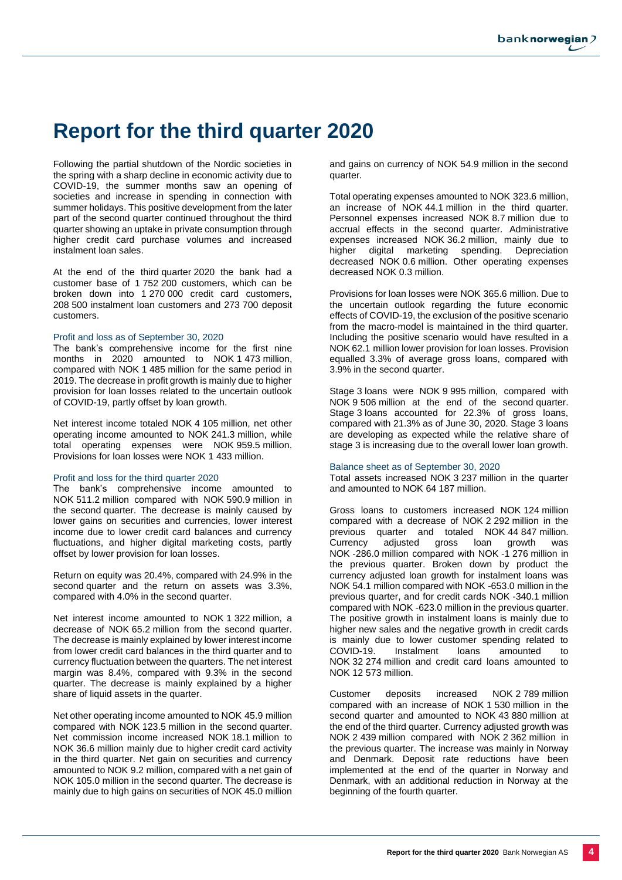# Report for the third quarter 2020

Following the partial shutdown of the Nordic societies in the spring with a sharp decline in economic activity due to COVID-19, the summer months saw an opening of societies and increase in spending in connection with summer holidays. This positive development from the later part of the second quarter continued throughout the third quarter showing an uptake in private consumption through higher credit card purchase volumes and increased instalment loan sales.

At the end of the third quarter 2020 the bank had a customer base of 1 752 200 customers, which can be broken down into 1 270 000 credit card customers, 208 500 instalment loan customers and 273 700 deposit customers.

### Profit and loss as of September 30, 2020

The bank's comprehensive income for the first nine months in 2020 amounted to NOK 1 473 million, compared with NOK 1 485 million for the same period in 2019. The decrease in profit growth is mainly due to higher provision for loan losses related to the uncertain outlook of COVID-19, partly offset by loan growth.

Net interest income totaled NOK 4 105 million, net other operating income amounted to NOK 241.3 million, while total operating expenses were NOK 959.5 million. Provisions for loan losses were NOK 1 433 million.

### Profit and loss for the third quarter 2020

The bank's comprehensive income amounted to NOK 511.2 million compared with NOK 590.9 million in the second quarter. The decrease is mainly caused by lower gains on securities and currencies, lower interest income due to lower credit card balances and currency fluctuations, and higher digital marketing costs, partly offset by lower provision for loan losses.

Return on equity was 20.4%, compared with 24.9% in the second quarter and the return on assets was 3.3%, compared with 4.0% in the second quarter.

Net interest income amounted to NOK 1 322 million, a decrease of NOK 65.2 million from the second quarter. The decrease is mainly explained by lower interest income from lower credit card balances in the third quarter and to currency fluctuation between the quarters. The net interest margin was 8.4%, compared with 9.3% in the second quarter. The decrease is mainly explained by a higher share of liquid assets in the quarter.

Net other operating income amounted to NOK 45.9 million compared with NOK 123.5 million in the second quarter. Net commission income increased NOK 18.1 million to NOK 36.6 million mainly due to higher credit card activity in the third quarter. Net gain on securities and currency amounted to NOK 9.2 million, compared with a net gain of NOK 105.0 million in the second quarter. The decrease is mainly due to high gains on securities of NOK 45.0 million and gains on currency of NOK 54.9 million in the second quarter.

Total operating expenses amounted to NOK 323.6 million, an increase of NOK 44.1 million in the third quarter. Personnel expenses increased NOK 8.7 million due to accrual effects in the second quarter. Administrative expenses increased NOK 36.2 million, mainly due to higher digital marketing spending. Depreciation decreased NOK 0.6 million. Other operating expenses decreased NOK 0.3 million.

Provisions for loan losses were NOK 365.6 million. Due to the uncertain outlook regarding the future economic effects of COVID-19, the exclusion of the positive scenario from the macro-model is maintained in the third quarter. Including the positive scenario would have resulted in a NOK 62.1 million lower provision for loan losses. Provision equalled 3.3% of average gross loans, compared with 3.9% in the second quarter.

Stage 3 loans were NOK 9 995 million, compared with NOK 9 506 million at the end of the second quarter. Stage 3 loans accounted for 22.3% of gross loans, compared with 21.3% as of June 30, 2020. Stage 3 loans are developing as expected while the relative share of stage 3 is increasing due to the overall lower loan growth.

### Balance sheet as of September 30, 2020

Total assets increased NOK 3 237 million in the quarter and amounted to NOK 64 187 million.

Gross loans to customers increased NOK 124 million compared with a decrease of NOK 2 292 million in the previous quarter and totaled NOK 44 847 million. Currency adjusted gross loan growth was NOK -286.0 million compared with NOK -1 276 million in the previous quarter. Broken down by product the currency adjusted loan growth for instalment loans was NOK 54.1 million compared with NOK -653.0 million in the previous quarter, and for credit cards NOK -340.1 million compared with NOK -623.0 million in the previous quarter. The positive growth in instalment loans is mainly due to higher new sales and the negative growth in credit cards is mainly due to lower customer spending related to COVID-19. Instalment loans amounted to NOK 32 274 million and credit card loans amounted to NOK 12 573 million.

Customer deposits increased NOK 2 789 million compared with an increase of NOK 1 530 million in the second quarter and amounted to NOK 43 880 million at the end of the third quarter. Currency adjusted growth was NOK 2 439 million compared with NOK 2 362 million in the previous quarter. The increase was mainly in Norway and Denmark. Deposit rate reductions have been implemented at the end of the quarter in Norway and Denmark, with an additional reduction in Norway at the beginning of the fourth quarter.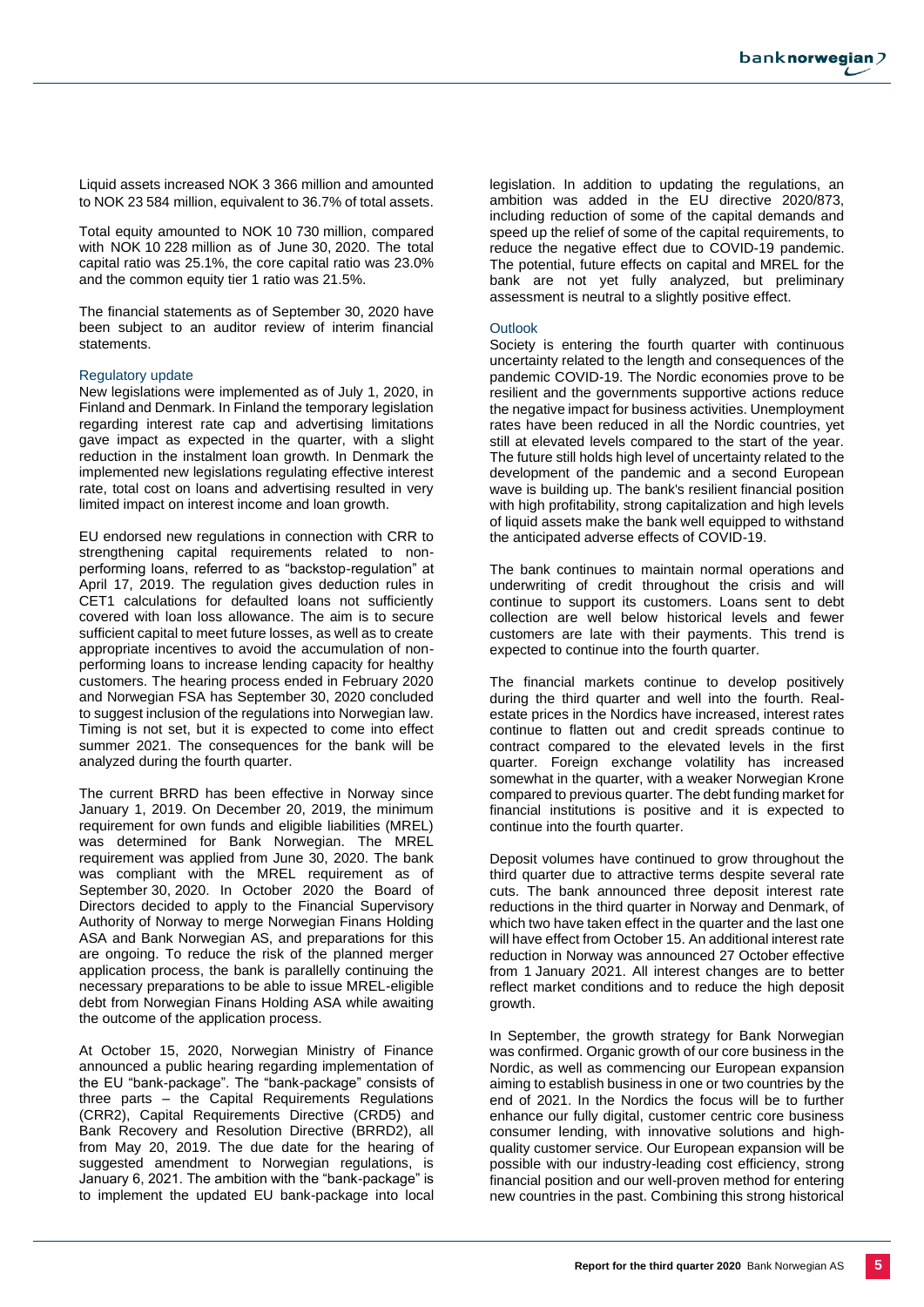Liquid assets increased NOK 3 366 million and amounted to NOK 23 584 million, equivalent to 36.7% of total assets.

Total equity amounted to NOK 10 730 million, compared with NOK 10 228 million as of June 30, 2020. The total capital ratio was 25.1%, the core capital ratio was 23.0% and the common equity tier 1 ratio was 21.5%.

The financial statements as of September 30, 2020 have been subject to an auditor review of interim financial statements.

### Regulatory update

New legislations were implemented as of July 1, 2020, in Finland and Denmark. In Finland the temporary legislation regarding interest rate cap and advertising limitations gave impact as expected in the quarter, with a slight reduction in the instalment loan growth. In Denmark the implemented new legislations regulating effective interest rate, total cost on loans and advertising resulted in very limited impact on interest income and loan growth.

EU endorsed new regulations in connection with CRR to strengthening capital requirements related to non-performing loans, referred to as "backstop-regulation" at April 17, 2019. The regulation gives deduction rules in CET1 calculations for defaulted loans not sufficiently covered with loan loss allowance. The aim is to secure sufficient capital to meet future losses, as well as to create appropriate incentives to avoid the accumulation of non-performing loans to increase lending capacity for healthy customers. The hearing process ended in February 2020 and Norwegian FSA has September 30, 2020 concluded to suggest inclusion of the regulations into Norwegian law. Timing is not set, but it is expected to come into effect summer 2021. The consequences for the bank will be analyzed during the fourth quarter.

The current BRRD has been effective in Norway since January 1, 2019. On December 20, 2019, the minimum requirement for own funds and eligible liabilities (MREL) was determined for Bank Norwegian. The MREL requirement was applied from June 30, 2020. The bank was compliant with the MREL requirement as of September 30, 2020. In October 2020 the Board of Directors decided to apply to the Financial Supervisory Authority of Norway to merge Norwegian Finans Holding ASA and Bank Norwegian AS, and preparations for this are ongoing. To reduce the risk of the planned merger application process, the bank is parallelly continuing the necessary preparations to be able to issue MREL-eligible debt from Norwegian Finans Holding ASA while awaiting the outcome of the application process.

At October 15, 2020, Norwegian Ministry of Finance announced a public hearing regarding implementation of the EU "bank-package". The "bank-package" consists of three parts – the Capital Requirements Regulations (CRR2), Capital Requirements Directive (CRD5) and Bank Recovery and Resolution Directive (BRRD2), all from May 20, 2019. The due date for the hearing of suggested amendment to Norwegian regulations, is January 6, 2021. The ambition with the "bank-package" is to implement the updated EU bank-package into local legislation. In addition to updating the regulations, an ambition was added in the EU directive 2020/873, including reduction of some of the capital demands and speed up the relief of some of the capital requirements, to reduce the negative effect due to COVID-19 pandemic. The potential, future effects on capital and MREL for the bank are not yet fully analyzed, but preliminary assessment is neutral to a slightly positive effect.

### Outlook

Society is entering the fourth quarter with continuous uncertainty related to the length and consequences of the pandemic COVID-19. The Nordic economies prove to be resilient and the governments supportive actions reduce the negative impact for business activities. Unemployment rates have been reduced in all the Nordic countries, yet still at elevated levels compared to the start of the year. The future still holds high level of uncertainty related to the development of the pandemic and a second European wave is building up. The bank's resilient financial position with high profitability, strong capitalization and high levels of liquid assets make the bank well equipped to withstand the anticipated adverse effects of COVID-19.

The bank continues to maintain normal operations and underwriting of credit throughout the crisis and will continue to support its customers. Loans sent to debt collection are well below historical levels and fewer customers are late with their payments. This trend is expected to continue into the fourth quarter.

The financial markets continue to develop positively during the third quarter and well into the fourth. Real-estate prices in the Nordics have increased, interest rates continue to flatten out and credit spreads continue to contract compared to the elevated levels in the first quarter. Foreign exchange volatility has increased somewhat in the quarter, with a weaker Norwegian Krone compared to previous quarter. The debt funding market for financial institutions is positive and it is expected to continue into the fourth quarter.

Deposit volumes have continued to grow throughout the third quarter due to attractive terms despite several rate cuts. The bank announced three deposit interest rate reductions in the third quarter in Norway and Denmark, of which two have taken effect in the quarter and the last one will have effect from October 15. An additional interest rate reduction in Norway was announced 27 October effective from 1 January 2021. All interest changes are to better reflect market conditions and to reduce the high deposit growth.

In September, the growth strategy for Bank Norwegian was confirmed. Organic growth of our core business in the Nordic, as well as commencing our European expansion aiming to establish business in one or two countries by the end of 2021. In the Nordics the focus will be to further enhance our fully digital, customer centric core business consumer lending, with innovative solutions and high-quality customer service. Our European expansion will be possible with our industry-leading cost efficiency, strong financial position and our well-proven method for entering new countries in the past. Combining this strong historical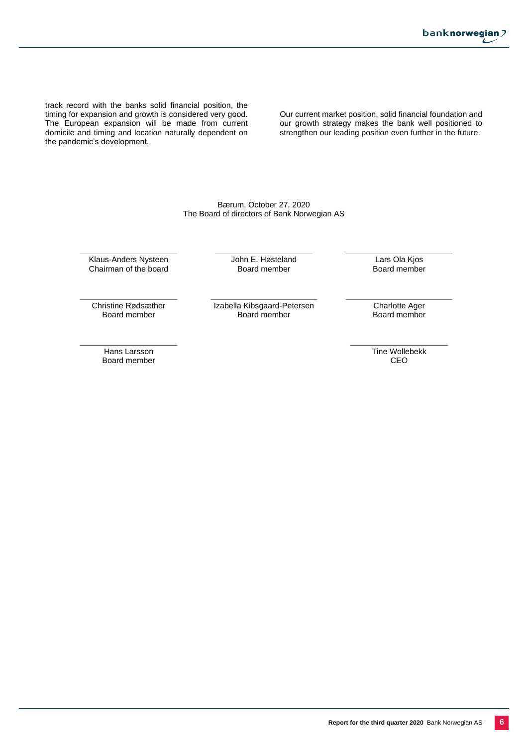track record with the banks solid financial position, the timing for expansion and growth is considered very good. The European expansion will be made from current domicile and timing and location naturally dependent on the pandemic's development.

Our current market position, solid financial foundation and our growth strategy makes the bank well positioned to strengthen our leading position even further in the future.

Bærum, October 27, 2020
The Board of directors of Bank Norwegian AS

| | | |
|---|---|---|
| Klaus-Anders Nysteen<br>Chairman of the board | John E. Høsteland<br>Board member | Lars Ola Kjos<br>Board member |
| Christine Rødsæther<br>Board member | Izabella Kibsgaard-Petersen<br>Board member | Charlotte Ager<br>Board member |
| Hans Larsson<br>Board member | | Tine Wollebekk<br>CEO |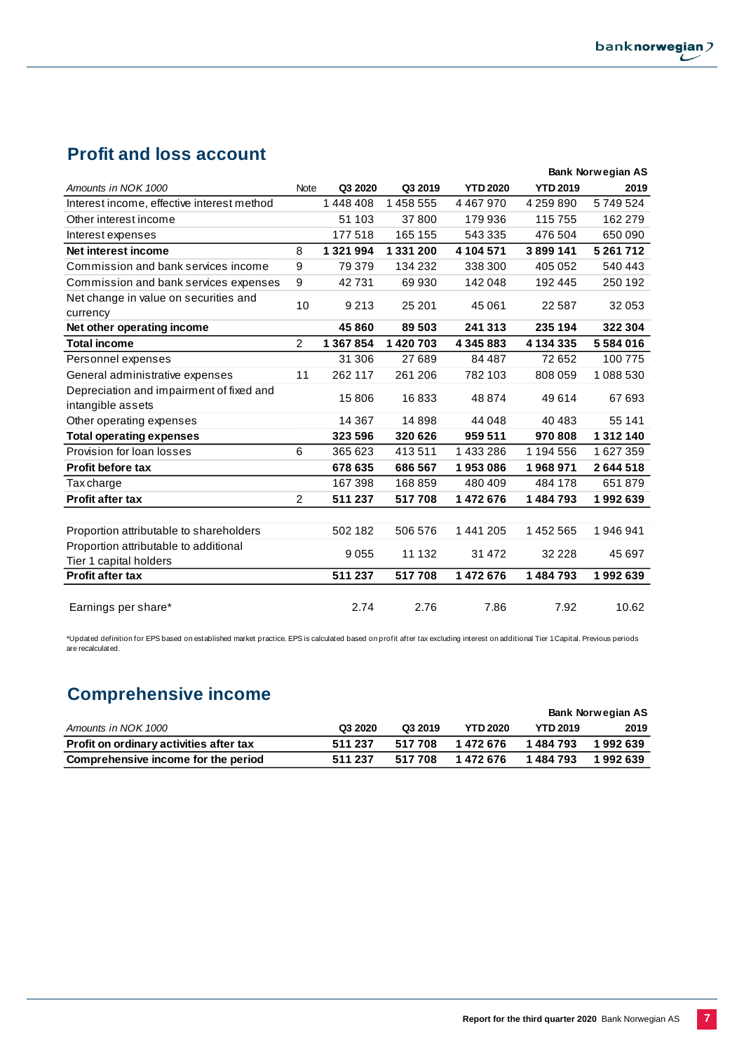## Profit and loss account

| Amounts in NOK 1000 | Note | Q3 2020 | Q3 2019 | YTD 2020 | YTD 2019 | Bank Norwegian AS 2019 |
|---|---|---|---|---|---|---|
| Interest income, effective interest method | | 1 448 408 | 1 458 555 | 4 467 970 | 4 259 890 | 5 749 524 |
| Other interest income | | 51 103 | 37 800 | 179 936 | 115 755 | 162 279 |
| Interest expenses | | 177 518 | 165 155 | 543 335 | 476 504 | 650 090 |
| **Net interest income** | 8 | **1 321 994** | **1 331 200** | **4 104 571** | **3 899 141** | **5 261 712** |
| Commission and bank services income | 9 | 79 379 | 134 232 | 338 300 | 405 052 | 540 443 |
| Commission and bank services expenses | 9 | 42 731 | 69 930 | 142 048 | 192 445 | 250 192 |
| Net change in value on securities and currency | 10 | 9 213 | 25 201 | 45 061 | 22 587 | 32 053 |
| **Net other operating income** | | **45 860** | **89 503** | **241 313** | **235 194** | **322 304** |
| **Total income** | 2 | **1 367 854** | **1 420 703** | **4 345 883** | **4 134 335** | **5 584 016** |
| Personnel expenses | | 31 306 | 27 689 | 84 487 | 72 652 | 100 775 |
| General administrative expenses | 11 | 262 117 | 261 206 | 782 103 | 808 059 | 1 088 530 |
| Depreciation and impairment of fixed and intangible assets | | 15 806 | 16 833 | 48 874 | 49 614 | 67 693 |
| Other operating expenses | | 14 367 | 14 898 | 44 048 | 40 483 | 55 141 |
| **Total operating expenses** | | **323 596** | **320 626** | **959 511** | **970 808** | **1 312 140** |
| Provision for loan losses | 6 | 365 623 | 413 511 | 1 433 286 | 1 194 556 | 1 627 359 |
| **Profit before tax** | | **678 635** | **686 567** | **1 953 086** | **1 968 971** | **2 644 518** |
| Tax charge | | 167 398 | 168 859 | 480 409 | 484 178 | 651 879 |
| **Profit after tax** | 2 | **511 237** | **517 708** | **1 472 676** | **1 484 793** | **1 992 639** |
| | | | | | | |
| Proportion attributable to shareholders | | 502 182 | 506 576 | 1 441 205 | 1 452 565 | 1 946 941 |
| Proportion attributable to additional Tier 1 capital holders | | 9 055 | 11 132 | 31 472 | 32 228 | 45 697 |
| **Profit after tax** | | **511 237** | **517 708** | **1 472 676** | **1 484 793** | **1 992 639** |
| | | | | | | |
| Earnings per share* | | 2.74 | 2.76 | 7.86 | 7.92 | 10.62 |

*Updated definition for EPS based on established market practice. EPS is calculated based on profit after tax excluding interest on additional Tier 1 Capital. Previous periods are recalculated.

## Comprehensive income

| Amounts in NOK 1000 | Q3 2020 | Q3 2019 | YTD 2020 | YTD 2019 | Bank Norwegian AS 2019 |
|---|---|---|---|---|---|
| **Profit on ordinary activities after tax** | **511 237** | **517 708** | **1 472 676** | **1 484 793** | **1 992 639** |
| **Comprehensive income for the period** | **511 237** | **517 708** | **1 472 676** | **1 484 793** | **1 992 639** |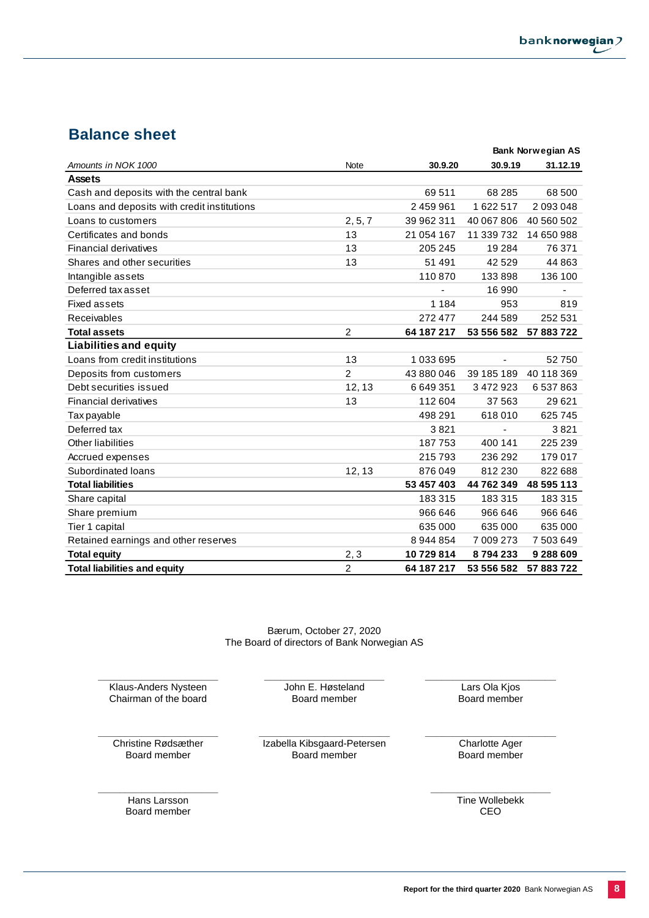## Balance sheet

| Amounts in NOK 1000 | Note | Bank Norwegian AS 30.9.20 | 30.9.19 | 31.12.19 |
|---|---|---|---|---|
| **Assets** | | | | |
| Cash and deposits with the central bank | | 69 511 | 68 285 | 68 500 |
| Loans and deposits with credit institutions | | 2 459 961 | 1 622 517 | 2 093 048 |
| Loans to customers | 2, 5, 7 | 39 962 311 | 40 067 806 | 40 560 502 |
| Certificates and bonds | 13 | 21 054 167 | 11 339 732 | 14 650 988 |
| Financial derivatives | 13 | 205 245 | 19 284 | 76 371 |
| Shares and other securities | 13 | 51 491 | 42 529 | 44 863 |
| Intangible assets | | 110 870 | 133 898 | 136 100 |
| Deferred tax asset | | - | 16 990 | - |
| Fixed assets | | 1 184 | 953 | 819 |
| Receivables | | 272 477 | 244 589 | 252 531 |
| **Total assets** | 2 | **64 187 217** | **53 556 582** | **57 883 722** |
| **Liabilities and equity** | | | | |
| Loans from credit institutions | 13 | 1 033 695 | - | 52 750 |
| Deposits from customers | 2 | 43 880 046 | 39 185 189 | 40 118 369 |
| Debt securities issued | 12, 13 | 6 649 351 | 3 472 923 | 6 537 863 |
| Financial derivatives | 13 | 112 604 | 37 563 | 29 621 |
| Tax payable | | 498 291 | 618 010 | 625 745 |
| Deferred tax | | 3 821 | - | 3 821 |
| Other liabilities | | 187 753 | 400 141 | 225 239 |
| Accrued expenses | | 215 793 | 236 292 | 179 017 |
| Subordinated loans | 12, 13 | 876 049 | 812 230 | 822 688 |
| **Total liabilities** | | **53 457 403** | **44 762 349** | **48 595 113** |
| Share capital | | 183 315 | 183 315 | 183 315 |
| Share premium | | 966 646 | 966 646 | 966 646 |
| Tier 1 capital | | 635 000 | 635 000 | 635 000 |
| Retained earnings and other reserves | | 8 944 854 | 7 009 273 | 7 503 649 |
| **Total equity** | 2, 3 | **10 729 814** | **8 794 233** | **9 288 609** |
| **Total liabilities and equity** | 2 | **64 187 217** | **53 556 582** | **57 883 722** |

Bærum, October 27, 2020
The Board of directors of Bank Norwegian AS

Klaus-Anders Nysteen
Chairman of the board

John E. Høsteland
Board member

Lars Ola Kjos
Board member

Christine Rødsæther
Board member

Izabella Kibsgaard-Petersen
Board member

Charlotte Ager
Board member

Hans Larsson
Board member

Tine Wollebekk
CEO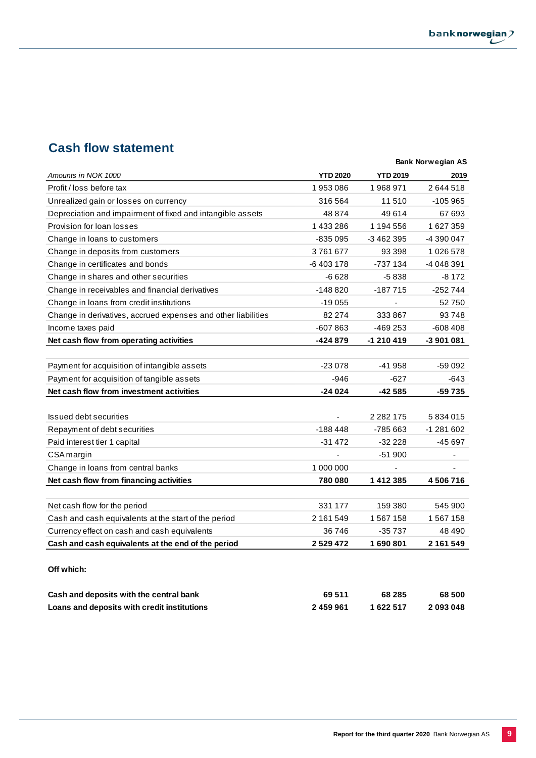## Cash flow statement

| *Amounts in NOK 1000* | YTD 2020 | YTD 2019 | 2019 |
|---|---|---|---|
| | | Bank Norwegian AS | |
| Profit / loss before tax | 1 953 086 | 1 968 971 | 2 644 518 |
| Unrealized gain or losses on currency | 316 564 | 11 510 | -105 965 |
| Depreciation and impairment of fixed and intangible assets | 48 874 | 49 614 | 67 693 |
| Provision for loan losses | 1 433 286 | 1 194 556 | 1 627 359 |
| Change in loans to customers | -835 095 | -3 462 395 | -4 390 047 |
| Change in deposits from customers | 3 761 677 | 93 398 | 1 026 578 |
| Change in certificates and bonds | -6 403 178 | -737 134 | -4 048 391 |
| Change in shares and other securities | -6 628 | -5 838 | -8 172 |
| Change in receivables and financial derivatives | -148 820 | -187 715 | -252 744 |
| Change in loans from credit institutions | -19 055 | - | 52 750 |
| Change in derivatives, accrued expenses and other liabilities | 82 274 | 333 867 | 93 748 |
| Income taxes paid | -607 863 | -469 253 | -608 408 |
| **Net cash flow from operating activities** | **-424 879** | **-1 210 419** | **-3 901 081** |
| | | | |
| Payment for acquisition of intangible assets | -23 078 | -41 958 | -59 092 |
| Payment for acquisition of tangible assets | -946 | -627 | -643 |
| **Net cash flow from investment activities** | **-24 024** | **-42 585** | **-59 735** |
| | | | |
| Issued debt securities | - | 2 282 175 | 5 834 015 |
| Repayment of debt securities | -188 448 | -785 663 | -1 281 602 |
| Paid interest tier 1 capital | -31 472 | -32 228 | -45 697 |
| CSA margin | - | -51 900 | - |
| Change in loans from central banks | 1 000 000 | - | - |
| **Net cash flow from financing activities** | **780 080** | **1 412 385** | **4 506 716** |
| | | | |
| Net cash flow for the period | 331 177 | 159 380 | 545 900 |
| Cash and cash equivalents at the start of the period | 2 161 549 | 1 567 158 | 1 567 158 |
| Currency effect on cash and cash equivalents | 36 746 | -35 737 | 48 490 |
| **Cash and cash equivalents at the end of the period** | **2 529 472** | **1 690 801** | **2 161 549** |
| | | | |
| **Off which:** | | | |
| | | | |
| **Cash and deposits with the central bank** | **69 511** | **68 285** | **68 500** |
| **Loans and deposits with credit institutions** | **2 459 961** | **1 622 517** | **2 093 048** |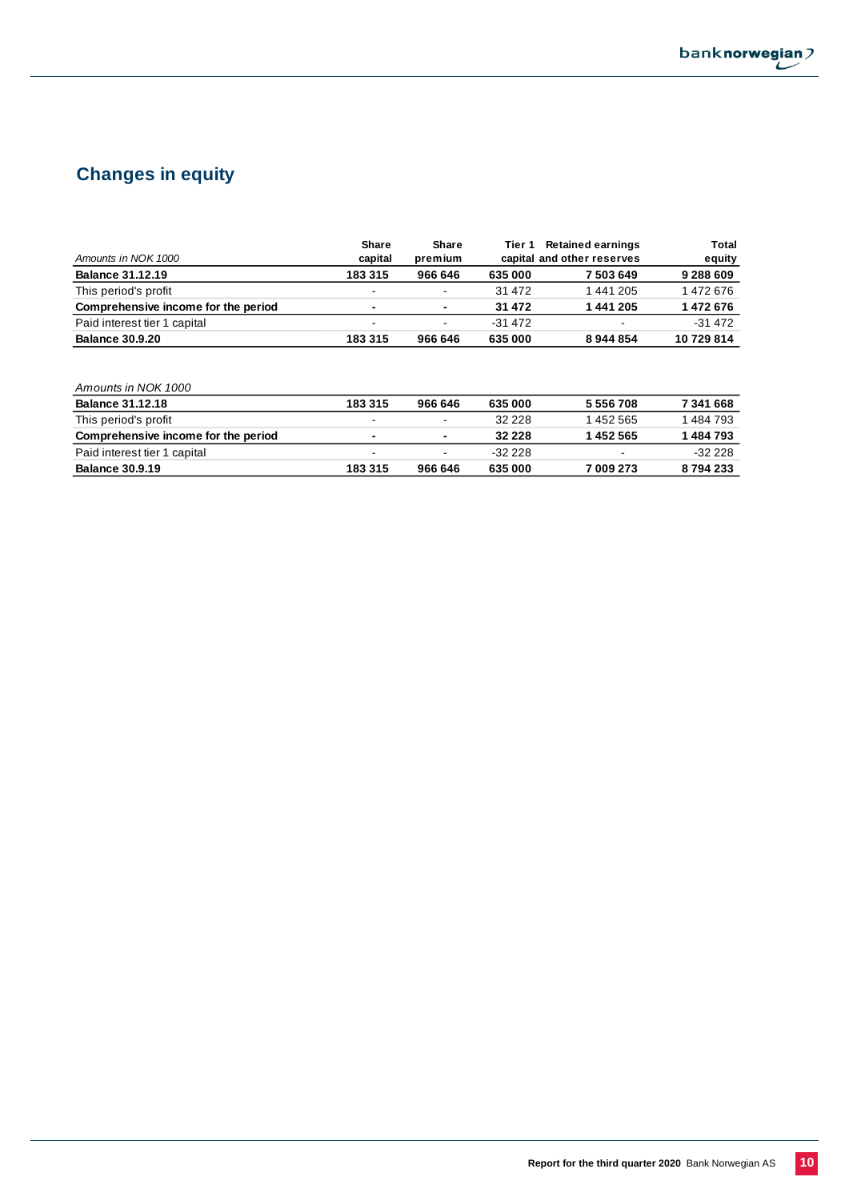## Changes in equity

| *Amounts in NOK 1000* | Share capital | Share premium | Tier 1 capital | Retained earnings and other reserves | Total equity |
|---|---|---|---|---|---|
| **Balance 31.12.19** | **183 315** | **966 646** | **635 000** | **7 503 649** | **9 288 609** |
| This period's profit | - | - | 31 472 | 1 441 205 | 1 472 676 |
| **Comprehensive income for the period** | **-** | **-** | **31 472** | **1 441 205** | **1 472 676** |
| Paid interest tier 1 capital | - | - | -31 472 | - | -31 472 |
| **Balance 30.9.20** | **183 315** | **966 646** | **635 000** | **8 944 854** | **10 729 814** |

| *Amounts in NOK 1000* | Share capital | Share premium | Tier 1 capital | Retained earnings and other reserves | Total equity |
|---|---|---|---|---|---|
| **Balance 31.12.18** | **183 315** | **966 646** | **635 000** | **5 556 708** | **7 341 668** |
| This period's profit | - | - | 32 228 | 1 452 565 | 1 484 793 |
| **Comprehensive income for the period** | **-** | **-** | **32 228** | **1 452 565** | **1 484 793** |
| Paid interest tier 1 capital | - | - | -32 228 | - | -32 228 |
| **Balance 30.9.19** | **183 315** | **966 646** | **635 000** | **7 009 273** | **8 794 233** |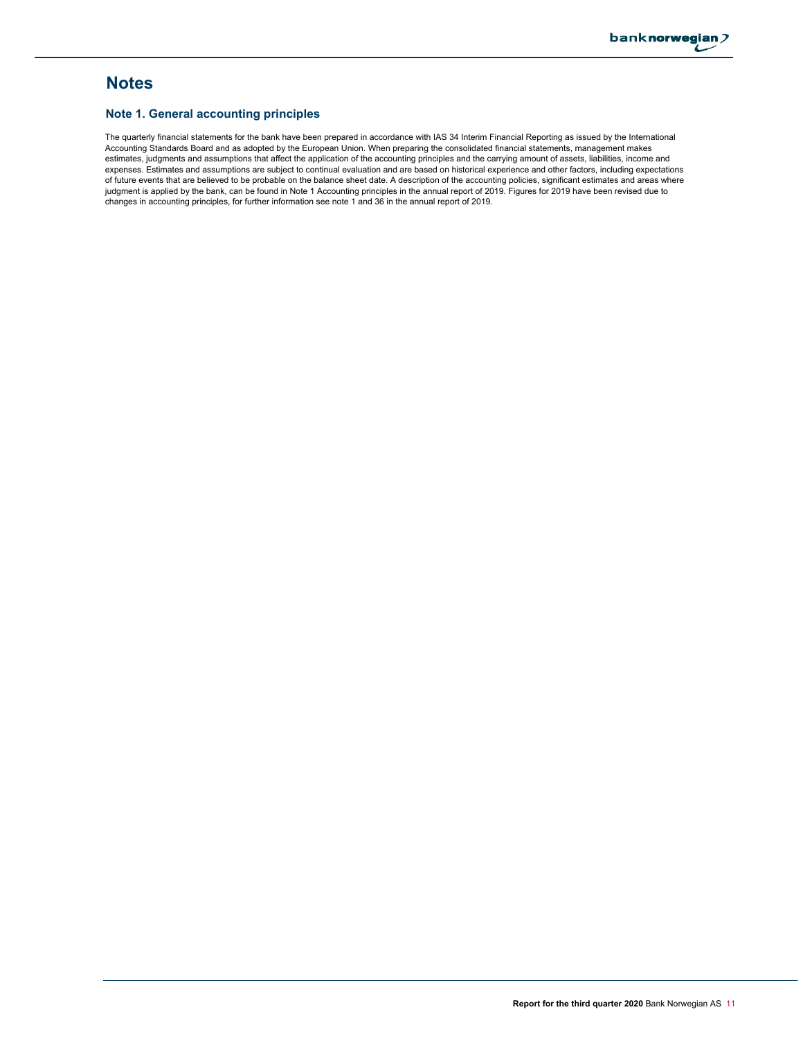# Notes

## Note 1. General accounting principles

The quarterly financial statements for the bank have been prepared in accordance with IAS 34 Interim Financial Reporting as issued by the International Accounting Standards Board and as adopted by the European Union. When preparing the consolidated financial statements, management makes estimates, judgments and assumptions that affect the application of the accounting principles and the carrying amount of assets, liabilities, income and expenses. Estimates and assumptions are subject to continual evaluation and are based on historical experience and other factors, including expectations of future events that are believed to be probable on the balance sheet date. A description of the accounting policies, significant estimates and areas where judgment is applied by the bank, can be found in Note 1 Accounting principles in the annual report of 2019. Figures for 2019 have been revised due to changes in accounting principles, for further information see note 1 and 36 in the annual report of 2019.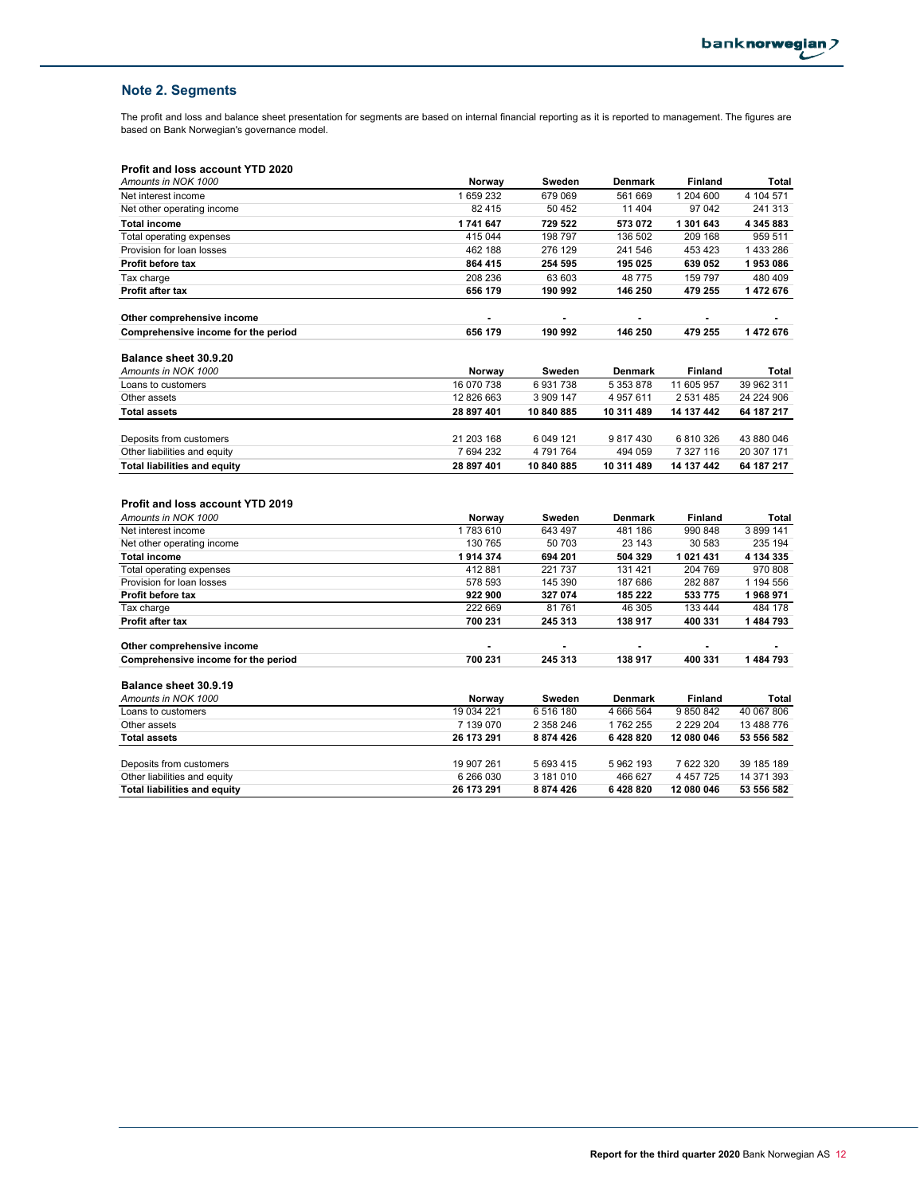## Note 2. Segments

The profit and loss and balance sheet presentation for segments are based on internal financial reporting as it is reported to management. The figures are based on Bank Norwegian's governance model.

**Profit and loss account YTD 2020**

| *Amounts in NOK 1000* | Norway | Sweden | Denmark | Finland | Total |
|---|---|---|---|---|---|
| Net interest income | 1 659 232 | 679 069 | 561 669 | 1 204 600 | 4 104 571 |
| Net other operating income | 82 415 | 50 452 | 11 404 | 97 042 | 241 313 |
| **Total income** | **1 741 647** | **729 522** | **573 072** | **1 301 643** | **4 345 883** |
| Total operating expenses | 415 044 | 198 797 | 136 502 | 209 168 | 959 511 |
| Provision for loan losses | 462 188 | 276 129 | 241 546 | 453 423 | 1 433 286 |
| **Profit before tax** | **864 415** | **254 595** | **195 025** | **639 052** | **1 953 086** |
| Tax charge | 208 236 | 63 603 | 48 775 | 159 797 | 480 409 |
| **Profit after tax** | **656 179** | **190 992** | **146 250** | **479 255** | **1 472 676** |
| | | | | | |
| **Other comprehensive income** | **-** | **-** | **-** | **-** | **-** |
| **Comprehensive income for the period** | **656 179** | **190 992** | **146 250** | **479 255** | **1 472 676** |

**Balance sheet 30.9.20**

| *Amounts in NOK 1000* | Norway | Sweden | Denmark | Finland | Total |
|---|---|---|---|---|---|
| Loans to customers | 16 070 738 | 6 931 738 | 5 353 878 | 11 605 957 | 39 962 311 |
| Other assets | 12 826 663 | 3 909 147 | 4 957 611 | 2 531 485 | 24 224 906 |
| **Total assets** | **28 897 401** | **10 840 885** | **10 311 489** | **14 137 442** | **64 187 217** |
| | | | | | |
| Deposits from customers | 21 203 168 | 6 049 121 | 9 817 430 | 6 810 326 | 43 880 046 |
| Other liabilities and equity | 7 694 232 | 4 791 764 | 494 059 | 7 327 116 | 20 307 171 |
| **Total liabilities and equity** | **28 897 401** | **10 840 885** | **10 311 489** | **14 137 442** | **64 187 217** |

**Profit and loss account YTD 2019**

| *Amounts in NOK 1000* | Norway | Sweden | Denmark | Finland | Total |
|---|---|---|---|---|---|
| Net interest income | 1 783 610 | 643 497 | 481 186 | 990 848 | 3 899 141 |
| Net other operating income | 130 765 | 50 703 | 23 143 | 30 583 | 235 194 |
| **Total income** | **1 914 374** | **694 201** | **504 329** | **1 021 431** | **4 134 335** |
| Total operating expenses | 412 881 | 221 737 | 131 421 | 204 769 | 970 808 |
| Provision for loan losses | 578 593 | 145 390 | 187 686 | 282 887 | 1 194 556 |
| **Profit before tax** | **922 900** | **327 074** | **185 222** | **533 775** | **1 968 971** |
| Tax charge | 222 669 | 81 761 | 46 305 | 133 444 | 484 178 |
| **Profit after tax** | **700 231** | **245 313** | **138 917** | **400 331** | **1 484 793** |
| | | | | | |
| **Other comprehensive income** | **-** | **-** | **-** | **-** | **-** |
| **Comprehensive income for the period** | **700 231** | **245 313** | **138 917** | **400 331** | **1 484 793** |

**Balance sheet 30.9.19**

| *Amounts in NOK 1000* | Norway | Sweden | Denmark | Finland | Total |
|---|---|---|---|---|---|
| Loans to customers | 19 034 221 | 6 516 180 | 4 666 564 | 9 850 842 | 40 067 806 |
| Other assets | 7 139 070 | 2 358 246 | 1 762 255 | 2 229 204 | 13 488 776 |
| **Total assets** | **26 173 291** | **8 874 426** | **6 428 820** | **12 080 046** | **53 556 582** |
| | | | | | |
| Deposits from customers | 19 907 261 | 5 693 415 | 5 962 193 | 7 622 320 | 39 185 189 |
| Other liabilities and equity | 6 266 030 | 3 181 010 | 466 627 | 4 457 725 | 14 371 393 |
| **Total liabilities and equity** | **26 173 291** | **8 874 426** | **6 428 820** | **12 080 046** | **53 556 582** |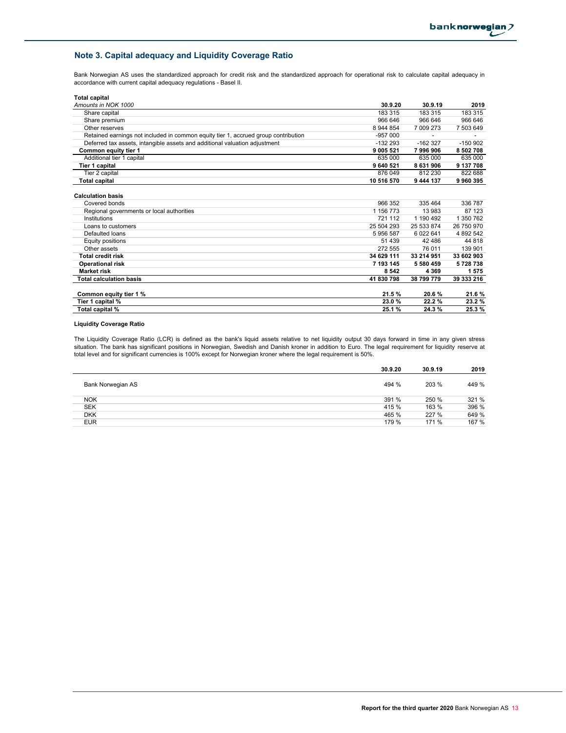## Note 3. Capital adequacy and Liquidity Coverage Ratio

Bank Norwegian AS uses the standardized approach for credit risk and the standardized approach for operational risk to calculate capital adequacy in accordance with current capital adequacy regulations - Basel II.

**Total capital**

| *Amounts in NOK 1000* | 30.9.20 | 30.9.19 | 2019 |
|---|---|---|---|
| Share capital | 183 315 | 183 315 | 183 315 |
| Share premium | 966 646 | 966 646 | 966 646 |
| Other reserves | 8 944 854 | 7 009 273 | 7 503 649 |
| Retained earnings not included in common equity tier 1, accrued group contribution | -957 000 | - | - |
| Deferred tax assets, intangible assets and additional valuation adjustment | -132 293 | -162 327 | -150 902 |
| **Common equity tier 1** | **9 005 521** | **7 996 906** | **8 502 708** |
| Additional tier 1 capital | 635 000 | 635 000 | 635 000 |
| **Tier 1 capital** | **9 640 521** | **8 631 906** | **9 137 708** |
| Tier 2 capital | 876 049 | 812 230 | 822 688 |
| **Total capital** | **10 516 570** | **9 444 137** | **9 960 395** |
| | | | |
| **Calculation basis** | | | |
| Covered bonds | 966 352 | 335 464 | 336 787 |
| Regional governments or local authorities | 1 156 773 | 13 983 | 87 123 |
| Institutions | 721 112 | 1 190 492 | 1 350 762 |
| Loans to customers | 25 504 293 | 25 533 874 | 26 750 970 |
| Defaulted loans | 5 956 587 | 6 022 641 | 4 892 542 |
| Equity positions | 51 439 | 42 486 | 44 818 |
| Other assets | 272 555 | 76 011 | 139 901 |
| **Total credit risk** | **34 629 111** | **33 214 951** | **33 602 903** |
| **Operational risk** | **7 193 145** | **5 580 459** | **5 728 738** |
| **Market risk** | **8 542** | **4 369** | **1 575** |
| **Total calculation basis** | **41 830 798** | **38 799 779** | **39 333 216** |
| | | | |
| **Common equity tier 1 %** | **21.5 %** | **20.6 %** | **21.6 %** |
| **Tier 1 capital %** | **23.0 %** | **22.2 %** | **23.2 %** |
| **Total capital %** | **25.1 %** | **24.3 %** | **25.3 %** |

**Liquidity Coverage Ratio**

The Liquidity Coverage Ratio (LCR) is defined as the bank's liquid assets relative to net liquidity output 30 days forward in time in any given stress situation. The bank has significant positions in Norwegian, Swedish and Danish kroner in addition to Euro. The legal requirement for liquidity reserve at total level and for significant currencies is 100% except for Norwegian kroner where the legal requirement is 50%.

| | 30.9.20 | 30.9.19 | 2019 |
|---|---|---|---|
| Bank Norwegian AS | 494 % | 203 % | 449 % |
| NOK | 391 % | 250 % | 321 % |
| SEK | 415 % | 163 % | 396 % |
| DKK | 465 % | 227 % | 649 % |
| EUR | 179 % | 171 % | 167 % |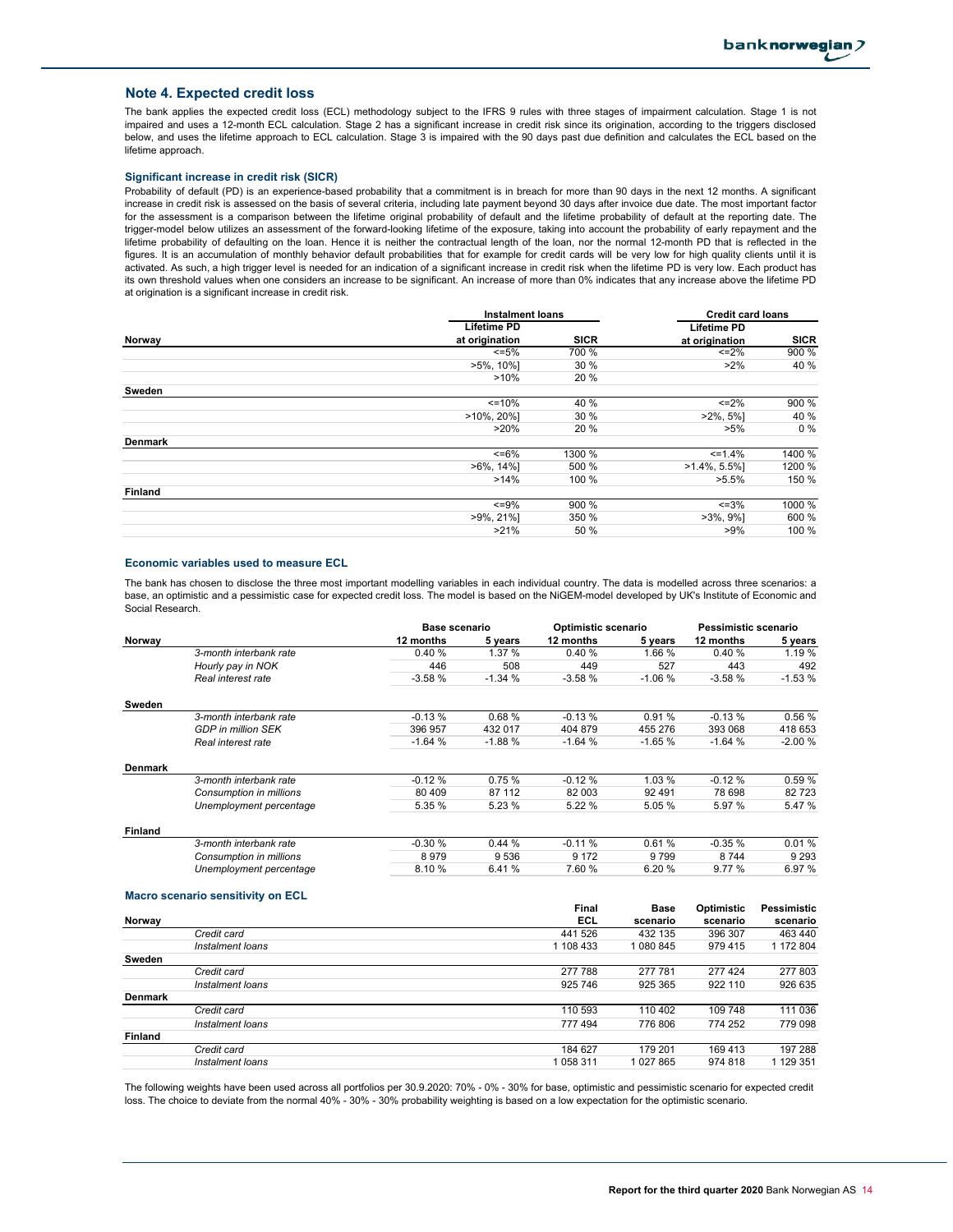## Note 4. Expected credit loss

The bank applies the expected credit loss (ECL) methodology subject to the IFRS 9 rules with three stages of impairment calculation. Stage 1 is not impaired and uses a 12-month ECL calculation. Stage 2 has a significant increase in credit risk since its origination, according to the triggers disclosed below, and uses the lifetime approach to ECL calculation. Stage 3 is impaired with the 90 days past due definition and calculates the ECL based on the lifetime approach.

### Significant increase in credit risk (SICR)

Probability of default (PD) is an experience-based probability that a commitment is in breach for more than 90 days in the next 12 months. A significant increase in credit risk is assessed on the basis of several criteria, including late payment beyond 30 days after invoice due date. The most important factor for the assessment is a comparison between the lifetime original probability of default and the lifetime probability of default at the reporting date. The trigger-model below utilizes an assessment of the forward-looking lifetime of the exposure, taking into account the probability of early repayment and the lifetime probability of defaulting on the loan. Hence it is neither the contractual length of the loan, nor the normal 12-month PD that is reflected in the figures. It is an accumulation of monthly behavior default probabilities that for example for credit cards will be very low for high quality clients until it is activated. As such, a high trigger level is needed for an indication of a significant increase in credit risk when the lifetime PD is very low. Each product has its own threshold values when one considers an increase to be significant. An increase of more than 0% indicates that any increase above the lifetime PD at origination is a significant increase in credit risk.

| | Instalment loans | | Credit card loans | |
|---|---|---|---|---|
| **Norway** | Lifetime PD at origination | SICR | Lifetime PD at origination | SICR |
| | <=5% | 700 % | <=2% | 900 % |
| | >5%, 10%] | 30 % | >2% | 40 % |
| | >10% | 20 % | | |
| **Sweden** | | | | |
| | <=10% | 40 % | <=2% | 900 % |
| | >10%, 20%] | 30 % | >2%, 5%] | 40 % |
| | >20% | 20 % | >5% | 0 % |
| **Denmark** | | | | |
| | <=6% | 1300 % | <=1.4% | 1400 % |
| | >6%, 14%] | 500 % | >1.4%, 5.5%] | 1200 % |
| | >14% | 100 % | >5.5% | 150 % |
| **Finland** | | | | |
| | <=9% | 900 % | <=3% | 1000 % |
| | >9%, 21%] | 350 % | >3%, 9%] | 600 % |
| | >21% | 50 % | >9% | 100 % |

### Economic variables used to measure ECL

The bank has chosen to disclose the three most important modelling variables in each individual country. The data is modelled across three scenarios: a base, an optimistic and a pessimistic case for expected credit loss. The model is based on the NiGEM-model developed by UK's Institute of Economic and Social Research.

| | | Base scenario | | Optimistic scenario | | Pessimistic scenario | |
|---|---|---|---|---|---|---|---|
| **Norway** | | 12 months | 5 years | 12 months | 5 years | 12 months | 5 years |
| | *3-month interbank rate* | 0.40 % | 1.37 % | 0.40 % | 1.66 % | 0.40 % | 1.19 % |
| | *Hourly pay in NOK* | 446 | 508 | 449 | 527 | 443 | 492 |
| | *Real interest rate* | -3.58 % | -1.34 % | -3.58 % | -1.06 % | -3.58 % | -1.53 % |
| **Sweden** | | | | | | | |
| | *3-month interbank rate* | -0.13 % | 0.68 % | -0.13 % | 0.91 % | -0.13 % | 0.56 % |
| | *GDP in million SEK* | 396 957 | 432 017 | 404 879 | 455 276 | 393 068 | 418 653 |
| | *Real interest rate* | -1.64 % | -1.88 % | -1.64 % | -1.65 % | -1.64 % | -2.00 % |
| **Denmark** | | | | | | | |
| | *3-month interbank rate* | -0.12 % | 0.75 % | -0.12 % | 1.03 % | -0.12 % | 0.59 % |
| | *Consumption in millions* | 80 409 | 87 112 | 82 003 | 92 491 | 78 698 | 82 723 |
| | *Unemployment percentage* | 5.35 % | 5.23 % | 5.22 % | 5.05 % | 5.97 % | 5.47 % |
| **Finland** | | | | | | | |
| | *3-month interbank rate* | -0.30 % | 0.44 % | -0.11 % | 0.61 % | -0.35 % | 0.01 % |
| | *Consumption in millions* | 8 979 | 9 536 | 9 172 | 9 799 | 8 744 | 9 293 |
| | *Unemployment percentage* | 8.10 % | 6.41 % | 7.60 % | 6.20 % | 9.77 % | 6.97 % |

### Macro scenario sensitivity on ECL

| **Norway** | | Final ECL | Base scenario | Optimistic scenario | Pessimistic scenario |
|---|---|---|---|---|---|
| | *Credit card* | 441 526 | 432 135 | 396 307 | 463 440 |
| | *Instalment loans* | 1 108 433 | 1 080 845 | 979 415 | 1 172 804 |
| **Sweden** | | | | | |
| | *Credit card* | 277 788 | 277 781 | 277 424 | 277 803 |
| | *Instalment loans* | 925 746 | 925 365 | 922 110 | 926 635 |
| **Denmark** | | | | | |
| | *Credit card* | 110 593 | 110 402 | 109 748 | 111 036 |
| | *Instalment loans* | 777 494 | 776 806 | 774 252 | 779 098 |
| **Finland** | | | | | |
| | *Credit card* | 184 627 | 179 201 | 169 413 | 197 288 |
| | *Instalment loans* | 1 058 311 | 1 027 865 | 974 818 | 1 129 351 |

The following weights have been used across all portfolios per 30.9.2020: 70% - 0% - 30% for base, optimistic and pessimistic scenario for expected credit loss. The choice to deviate from the normal 40% - 30% - 30% probability weighting is based on a low expectation for the optimistic scenario.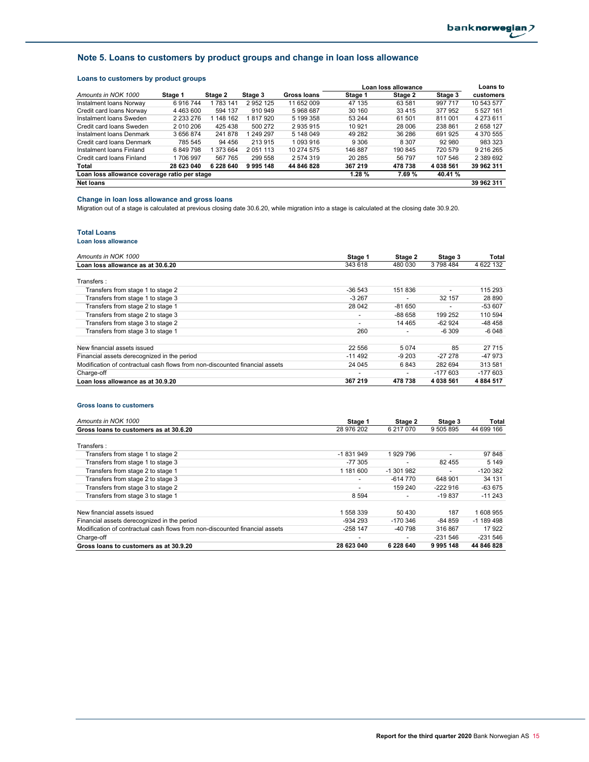## Note 5. Loans to customers by product groups and change in loan loss allowance

### Loans to customers by product groups

| | | | | | Loan loss allowance | | | Loans to |
|---|---|---|---|---|---|---|---|---|
| *Amounts in NOK 1000* | **Stage 1** | **Stage 2** | **Stage 3** | **Gross loans** | **Stage 1** | **Stage 2** | **Stage 3** | **customers** |
| Instalment loans Norway | 6 916 744 | 1 783 141 | 2 952 125 | 11 652 009 | 47 135 | 63 581 | 997 717 | 10 543 577 |
| Credit card loans Norway | 4 463 600 | 594 137 | 910 949 | 5 968 687 | 30 160 | 33 415 | 377 952 | 5 527 161 |
| Instalment loans Sweden | 2 233 276 | 1 148 162 | 1 817 920 | 5 199 358 | 53 244 | 61 501 | 811 001 | 4 273 611 |
| Credit card loans Sweden | 2 010 206 | 425 438 | 500 272 | 2 935 915 | 10 921 | 28 006 | 238 861 | 2 658 127 |
| Instalment loans Denmark | 3 656 874 | 241 878 | 1 249 297 | 5 148 049 | 49 282 | 36 286 | 691 925 | 4 370 555 |
| Credit card loans Denmark | 785 545 | 94 456 | 213 915 | 1 093 916 | 9 306 | 8 307 | 92 980 | 983 323 |
| Instalment loans Finland | 6 849 798 | 1 373 664 | 2 051 113 | 10 274 575 | 146 887 | 190 845 | 720 579 | 9 216 265 |
| Credit card loans Finland | 1 706 997 | 567 765 | 299 558 | 2 574 319 | 20 285 | 56 797 | 107 546 | 2 389 692 |
| **Total** | **28 623 040** | **6 228 640** | **9 995 148** | **44 846 828** | **367 219** | **478 738** | **4 038 561** | **39 962 311** |
| **Loan loss allowance coverage ratio per stage** | | | | | **1.28 %** | **7.69 %** | **40.41 %** | |
| **Net loans** | | | | | | | | **39 962 311** |

### Change in loan loss allowance and gross loans

Migration out of a stage is calculated at previous closing date 30.6.20, while migration into a stage is calculated at the closing date 30.9.20.

### Total Loans

#### Loan loss allowance

| *Amounts in NOK 1000* | **Stage 1** | **Stage 2** | **Stage 3** | **Total** |
|---|---|---|---|---|
| **Loan loss allowance as at 30.6.20** | 343 618 | 480 030 | 3 798 484 | 4 622 132 |
| Transfers : | | | | |
| Transfers from stage 1 to stage 2 | -36 543 | 151 836 | - | 115 293 |
| Transfers from stage 1 to stage 3 | -3 267 | - | 32 157 | 28 890 |
| Transfers from stage 2 to stage 1 | 28 042 | -81 650 | - | -53 607 |
| Transfers from stage 2 to stage 3 | - | -88 658 | 199 252 | 110 594 |
| Transfers from stage 3 to stage 2 | - | 14 465 | -62 924 | -48 458 |
| Transfers from stage 3 to stage 1 | 260 | - | -6 309 | -6 048 |
| New financial assets issued | 22 556 | 5 074 | 85 | 27 715 |
| Financial assets derecognized in the period | -11 492 | -9 203 | -27 278 | -47 973 |
| Modification of contractual cash flows from non-discounted financial assets | 24 045 | 6 843 | 282 694 | 313 581 |
| Charge-off | - | - | -177 603 | -177 603 |
| **Loan loss allowance as at 30.9.20** | **367 219** | **478 738** | **4 038 561** | **4 884 517** |

#### Gross loans to customers

| *Amounts in NOK 1000* | **Stage 1** | **Stage 2** | **Stage 3** | **Total** |
|---|---|---|---|---|
| **Gross loans to customers as at 30.6.20** | 28 976 202 | 6 217 070 | 9 505 895 | 44 699 166 |
| Transfers : | | | | |
| Transfers from stage 1 to stage 2 | -1 831 949 | 1 929 796 | - | 97 848 |
| Transfers from stage 1 to stage 3 | -77 305 | - | 82 455 | 5 149 |
| Transfers from stage 2 to stage 1 | 1 181 600 | -1 301 982 | - | -120 382 |
| Transfers from stage 2 to stage 3 | - | -614 770 | 648 901 | 34 131 |
| Transfers from stage 3 to stage 2 | - | 159 240 | -222 916 | -63 675 |
| Transfers from stage 3 to stage 1 | 8 594 | - | -19 837 | -11 243 |
| New financial assets issued | 1 558 339 | 50 430 | 187 | 1 608 955 |
| Financial assets derecognized in the period | -934 293 | -170 346 | -84 859 | -1 189 498 |
| Modification of contractual cash flows from non-discounted financial assets | -258 147 | -40 798 | 316 867 | 17 922 |
| Charge-off | - | - | -231 546 | -231 546 |
| **Gross loans to customers as at 30.9.20** | **28 623 040** | **6 228 640** | **9 995 148** | **44 846 828** |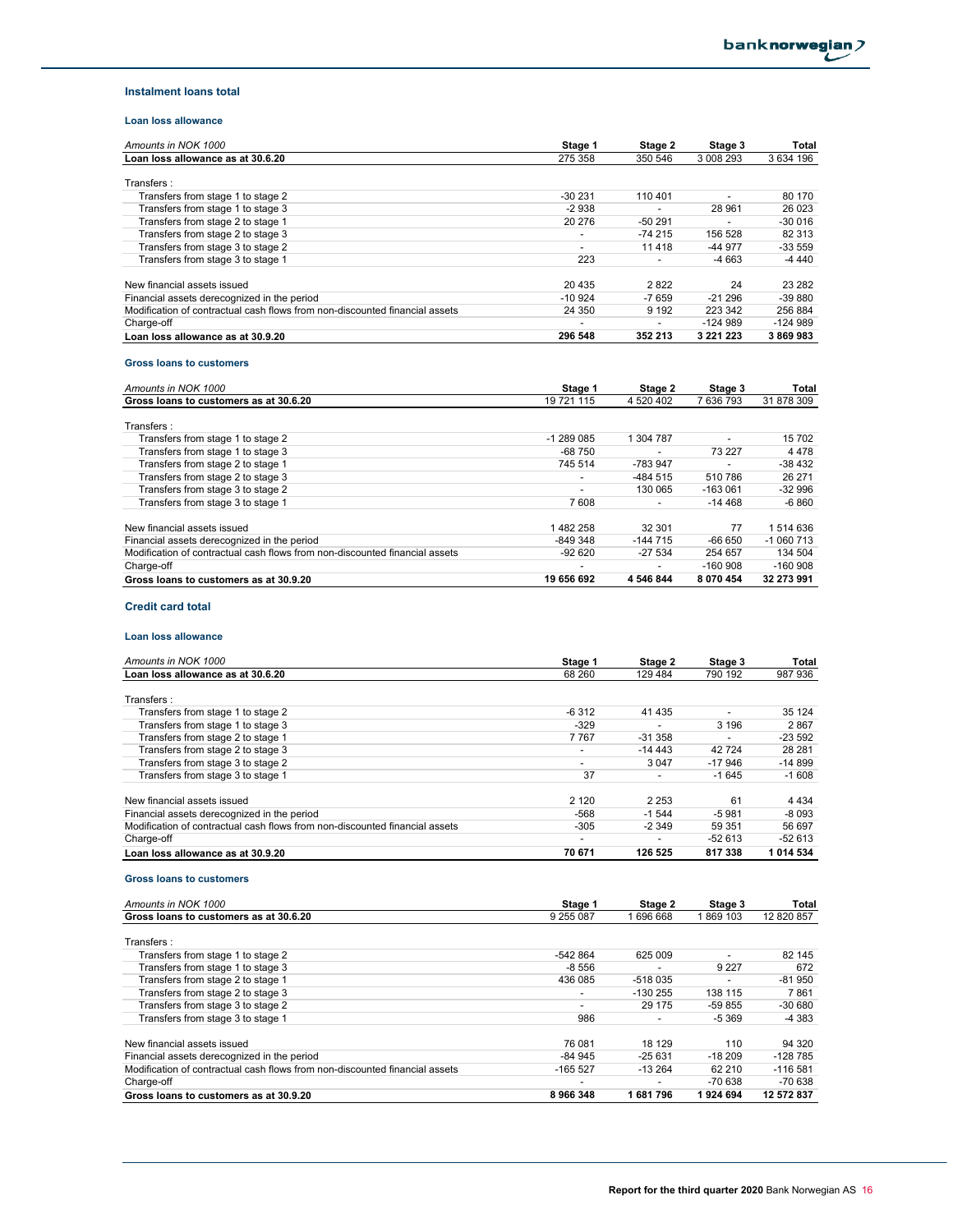### Instalment loans total

#### Loan loss allowance

| Amounts in NOK 1000 | Stage 1 | Stage 2 | Stage 3 | Total |
|---|---|---|---|---|
| **Loan loss allowance as at 30.6.20** | 275 358 | 350 546 | 3 008 293 | 3 634 196 |
| Transfers : | | | | |
| Transfers from stage 1 to stage 2 | -30 231 | 110 401 | - | 80 170 |
| Transfers from stage 1 to stage 3 | -2 938 | - | 28 961 | 26 023 |
| Transfers from stage 2 to stage 1 | 20 276 | -50 291 | - | -30 016 |
| Transfers from stage 2 to stage 3 | - | -74 215 | 156 528 | 82 313 |
| Transfers from stage 3 to stage 2 | - | 11 418 | -44 977 | -33 559 |
| Transfers from stage 3 to stage 1 | 223 | - | -4 663 | -4 440 |
| New financial assets issued | 20 435 | 2 822 | 24 | 23 282 |
| Financial assets derecognized in the period | -10 924 | -7 659 | -21 296 | -39 880 |
| Modification of contractual cash flows from non-discounted financial assets | 24 350 | 9 192 | 223 342 | 256 884 |
| Charge-off | - | - | -124 989 | -124 989 |
| **Loan loss allowance as at 30.9.20** | **296 548** | **352 213** | **3 221 223** | **3 869 983** |

#### Gross loans to customers

| Amounts in NOK 1000 | Stage 1 | Stage 2 | Stage 3 | Total |
|---|---|---|---|---|
| **Gross loans to customers as at 30.6.20** | 19 721 115 | 4 520 402 | 7 636 793 | 31 878 309 |
| Transfers : | | | | |
| Transfers from stage 1 to stage 2 | -1 289 085 | 1 304 787 | - | 15 702 |
| Transfers from stage 1 to stage 3 | -68 750 | - | 73 227 | 4 478 |
| Transfers from stage 2 to stage 1 | 745 514 | -783 947 | - | -38 432 |
| Transfers from stage 2 to stage 3 | - | -484 515 | 510 786 | 26 271 |
| Transfers from stage 3 to stage 2 | - | 130 065 | -163 061 | -32 996 |
| Transfers from stage 3 to stage 1 | 7 608 | - | -14 468 | -6 860 |
| New financial assets issued | 1 482 258 | 32 301 | 77 | 1 514 636 |
| Financial assets derecognized in the period | -849 348 | -144 715 | -66 650 | -1 060 713 |
| Modification of contractual cash flows from non-discounted financial assets | -92 620 | -27 534 | 254 657 | 134 504 |
| Charge-off | - | - | -160 908 | -160 908 |
| **Gross loans to customers as at 30.9.20** | **19 656 692** | **4 546 844** | **8 070 454** | **32 273 991** |

### Credit card total

#### Loan loss allowance

| Amounts in NOK 1000 | Stage 1 | Stage 2 | Stage 3 | Total |
|---|---|---|---|---|
| **Loan loss allowance as at 30.6.20** | 68 260 | 129 484 | 790 192 | 987 936 |
| Transfers : | | | | |
| Transfers from stage 1 to stage 2 | -6 312 | 41 435 | - | 35 124 |
| Transfers from stage 1 to stage 3 | -329 | - | 3 196 | 2 867 |
| Transfers from stage 2 to stage 1 | 7 767 | -31 358 | - | -23 592 |
| Transfers from stage 2 to stage 3 | - | -14 443 | 42 724 | 28 281 |
| Transfers from stage 3 to stage 2 | - | 3 047 | -17 946 | -14 899 |
| Transfers from stage 3 to stage 1 | 37 | - | -1 645 | -1 608 |
| New financial assets issued | 2 120 | 2 253 | 61 | 4 434 |
| Financial assets derecognized in the period | -568 | -1 544 | -5 981 | -8 093 |
| Modification of contractual cash flows from non-discounted financial assets | -305 | -2 349 | 59 351 | 56 697 |
| Charge-off | - | - | -52 613 | -52 613 |
| **Loan loss allowance as at 30.9.20** | **70 671** | **126 525** | **817 338** | **1 014 534** |

#### Gross loans to customers

| Amounts in NOK 1000 | Stage 1 | Stage 2 | Stage 3 | Total |
|---|---|---|---|---|
| **Gross loans to customers as at 30.6.20** | 9 255 087 | 1 696 668 | 1 869 103 | 12 820 857 |
| Transfers : | | | | |
| Transfers from stage 1 to stage 2 | -542 864 | 625 009 | - | 82 145 |
| Transfers from stage 1 to stage 3 | -8 556 | - | 9 227 | 672 |
| Transfers from stage 2 to stage 1 | 436 085 | -518 035 | - | -81 950 |
| Transfers from stage 2 to stage 3 | - | -130 255 | 138 115 | 7 861 |
| Transfers from stage 3 to stage 2 | - | 29 175 | -59 855 | -30 680 |
| Transfers from stage 3 to stage 1 | 986 | - | -5 369 | -4 383 |
| New financial assets issued | 76 081 | 18 129 | 110 | 94 320 |
| Financial assets derecognized in the period | -84 945 | -25 631 | -18 209 | -128 785 |
| Modification of contractual cash flows from non-discounted financial assets | -165 527 | -13 264 | 62 210 | -116 581 |
| Charge-off | - | - | -70 638 | -70 638 |
| **Gross loans to customers as at 30.9.20** | **8 966 348** | **1 681 796** | **1 924 694** | **12 572 837** |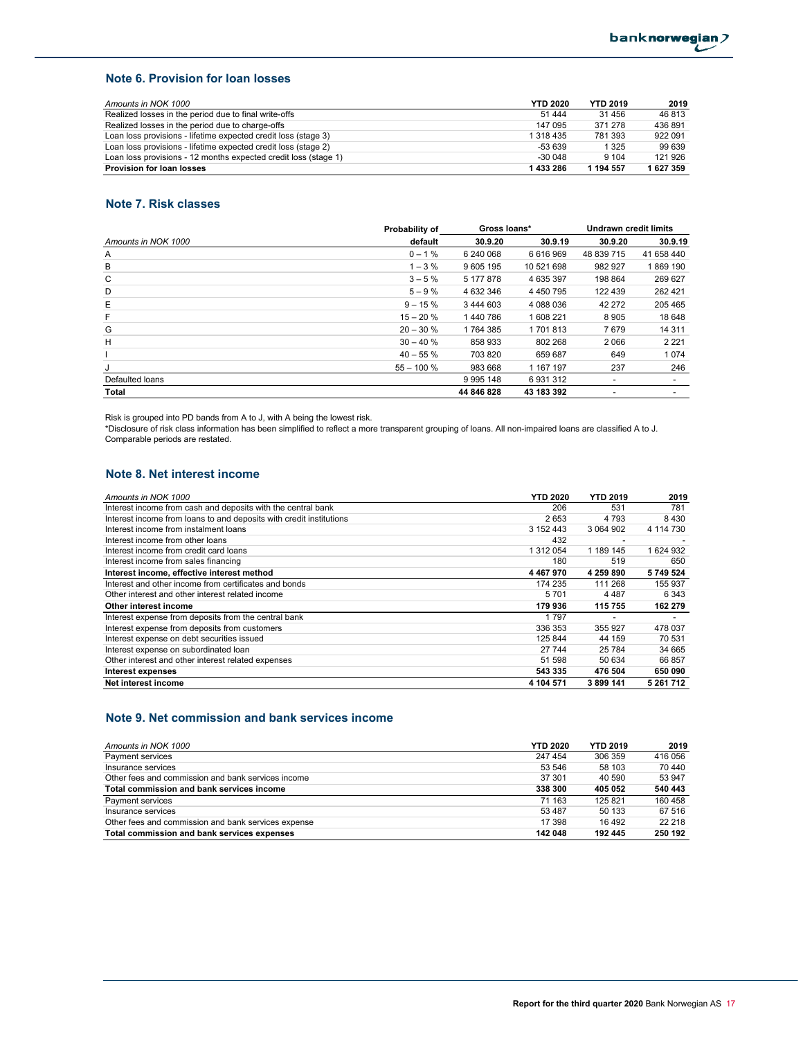## Note 6. Provision for loan losses

| *Amounts in NOK 1000* | YTD 2020 | YTD 2019 | 2019 |
|---|---|---|---|
| Realized losses in the period due to final write-offs | 51 444 | 31 456 | 46 813 |
| Realized losses in the period due to charge-offs | 147 095 | 371 278 | 436 891 |
| Loan loss provisions - lifetime expected credit loss (stage 3) | 1 318 435 | 781 393 | 922 091 |
| Loan loss provisions - lifetime expected credit loss (stage 2) | -53 639 | 1 325 | 99 639 |
| Loan loss provisions - 12 months expected credit loss (stage 1) | -30 048 | 9 104 | 121 926 |
| **Provision for loan losses** | **1 433 286** | **1 194 557** | **1 627 359** |

## Note 7. Risk classes

| | Probability of | Gross loans* | | Undrawn credit limits | |
|---|---|---|---|---|---|
| *Amounts in NOK 1000* | default | 30.9.20 | 30.9.19 | 30.9.20 | 30.9.19 |
| A | 0 – 1 % | 6 240 068 | 6 616 969 | 48 839 715 | 41 658 440 |
| B | 1 – 3 % | 9 605 195 | 10 521 698 | 982 927 | 1 869 190 |
| C | 3 – 5 % | 5 177 878 | 4 635 397 | 198 864 | 269 627 |
| D | 5 – 9 % | 4 632 346 | 4 450 795 | 122 439 | 262 421 |
| E | 9 – 15 % | 3 444 603 | 4 088 036 | 42 272 | 205 465 |
| F | 15 – 20 % | 1 440 786 | 1 608 221 | 8 905 | 18 648 |
| G | 20 – 30 % | 1 764 385 | 1 701 813 | 7 679 | 14 311 |
| H | 30 – 40 % | 858 933 | 802 268 | 2 066 | 2 221 |
| I | 40 – 55 % | 703 820 | 659 687 | 649 | 1 074 |
| J | 55 – 100 % | 983 668 | 1 167 197 | 237 | 246 |
| Defaulted loans | | 9 995 148 | 6 931 312 | - | - |
| **Total** | | **44 846 828** | **43 183 392** | - | - |

Risk is grouped into PD bands from A to J, with A being the lowest risk.
*Disclosure of risk class information has been simplified to reflect a more transparent grouping of loans. All non-impaired loans are classified A to J. Comparable periods are restated.

## Note 8. Net interest income

| *Amounts in NOK 1000* | YTD 2020 | YTD 2019 | 2019 |
|---|---|---|---|
| Interest income from cash and deposits with the central bank | 206 | 531 | 781 |
| Interest income from loans to and deposits with credit institutions | 2 653 | 4 793 | 8 430 |
| Interest income from instalment loans | 3 152 443 | 3 064 902 | 4 114 730 |
| Interest income from other loans | 432 | - | - |
| Interest income from credit card loans | 1 312 054 | 1 189 145 | 1 624 932 |
| Interest income from sales financing | 180 | 519 | 650 |
| **Interest income, effective interest method** | **4 467 970** | **4 259 890** | **5 749 524** |
| Interest and other income from certificates and bonds | 174 235 | 111 268 | 155 937 |
| Other interest and other interest related income | 5 701 | 4 487 | 6 343 |
| **Other interest income** | **179 936** | **115 755** | **162 279** |
| Interest expense from deposits from the central bank | 1 797 | - | - |
| Interest expense from deposits from customers | 336 353 | 355 927 | 478 037 |
| Interest expense on debt securities issued | 125 844 | 44 159 | 70 531 |
| Interest expense on subordinated loan | 27 744 | 25 784 | 34 665 |
| Other interest and other interest related expenses | 51 598 | 50 634 | 66 857 |
| **Interest expenses** | **543 335** | **476 504** | **650 090** |
| **Net interest income** | **4 104 571** | **3 899 141** | **5 261 712** |

## Note 9. Net commission and bank services income

| *Amounts in NOK 1000* | YTD 2020 | YTD 2019 | 2019 |
|---|---|---|---|
| Payment services | 247 454 | 306 359 | 416 056 |
| Insurance services | 53 546 | 58 103 | 70 440 |
| Other fees and commission and bank services income | 37 301 | 40 590 | 53 947 |
| **Total commission and bank services income** | **338 300** | **405 052** | **540 443** |
| Payment services | 71 163 | 125 821 | 160 458 |
| Insurance services | 53 487 | 50 133 | 67 516 |
| Other fees and commission and bank services expense | 17 398 | 16 492 | 22 218 |
| **Total commission and bank services expenses** | **142 048** | **192 445** | **250 192** |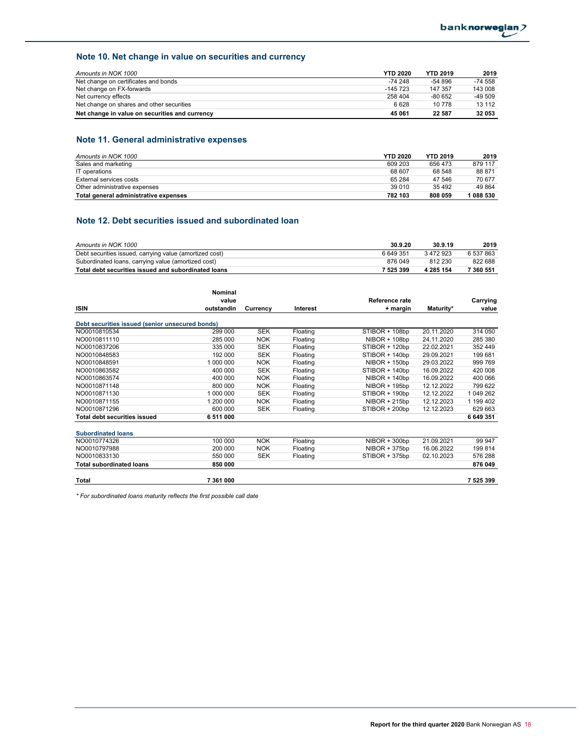## Note 10. Net change in value on securities and currency

| *Amounts in NOK 1000* | YTD 2020 | YTD 2019 | 2019 |
|---|---|---|---|
| Net change on certificates and bonds | -74 248 | -54 896 | -74 558 |
| Net change on FX-forwards | -145 723 | 147 357 | 143 008 |
| Net currency effects | 258 404 | -80 652 | -49 509 |
| Net change on shares and other securities | 6 628 | 10 778 | 13 112 |
| **Net change in value on securities and currency** | **45 061** | **22 587** | **32 053** |

## Note 11. General administrative expenses

| *Amounts in NOK 1000* | YTD 2020 | YTD 2019 | 2019 |
|---|---|---|---|
| Sales and marketing | 609 203 | 656 473 | 879 117 |
| IT operations | 68 607 | 68 548 | 88 871 |
| External services costs | 65 284 | 47 546 | 70 677 |
| Other administrative expenses | 39 010 | 35 492 | 49 864 |
| **Total general administrative expenses** | **782 103** | **808 059** | **1 088 530** |

## Note 12. Debt securities issued and subordinated loan

| *Amounts in NOK 1000* | 30.9.20 | 30.9.19 | 2019 |
|---|---|---|---|
| Debt securities issued, carrying value (amortized cost) | 6 649 351 | 3 472 923 | 6 537 863 |
| Subordinated loans, carrying value (amortized cost) | 876 049 | 812 230 | 822 688 |
| **Total debt securities issued and subordinated loans** | **7 525 399** | **4 285 154** | **7 360 551** |

| ISIN | Nominal value outstandin | Currency | Interest | Reference rate + margin | Maturity* | Carrying value |
|---|---|---|---|---|---|---|
| **Debt securities issued (senior unsecured bonds)** | | | | | | |
| NO0010810534 | 299 000 | SEK | Floating | STIBOR + 108bp | 20.11.2020 | 314 050 |
| NO0010811110 | 285 000 | NOK | Floating | NIBOR + 108bp | 24.11.2020 | 285 380 |
| NO0010837206 | 335 000 | SEK | Floating | STIBOR + 120bp | 22.02.2021 | 352 449 |
| NO0010848583 | 192 000 | SEK | Floating | STIBOR + 140bp | 29.09.2021 | 199 681 |
| NO0010848591 | 1 000 000 | NOK | Floating | NIBOR + 150bp | 29.03.2022 | 999 769 |
| NO0010863582 | 400 000 | SEK | Floating | STIBOR + 140bp | 16.09.2022 | 420 008 |
| NO0010863574 | 400 000 | NOK | Floating | NIBOR + 140bp | 16.09.2022 | 400 066 |
| NO0010871148 | 800 000 | NOK | Floating | NIBOR + 195bp | 12.12.2022 | 799 622 |
| NO0010871130 | 1 000 000 | SEK | Floating | STIBOR + 190bp | 12.12.2022 | 1 049 262 |
| NO0010871155 | 1 200 000 | NOK | Floating | NIBOR + 215bp | 12.12.2023 | 1 199 402 |
| NO0010871296 | 600 000 | SEK | Floating | STIBOR + 200bp | 12.12.2023 | 629 663 |
| **Total debt securities issued** | **6 511 000** | | | | | **6 649 351** |
| **Subordinated loans** | | | | | | |
| NO0010774326 | 100 000 | NOK | Floating | NIBOR + 300bp | 21.09.2021 | 99 947 |
| NO0010797988 | 200 000 | NOK | Floating | NIBOR + 375bp | 16.06.2022 | 199 814 |
| NO0010833130 | 550 000 | SEK | Floating | STIBOR + 375bp | 02.10.2023 | 576 288 |
| **Total subordinated loans** | **850 000** | | | | | **876 049** |
| **Total** | **7 361 000** | | | | | **7 525 399** |

*\* For subordinated loans maturity reflects the first possible call date*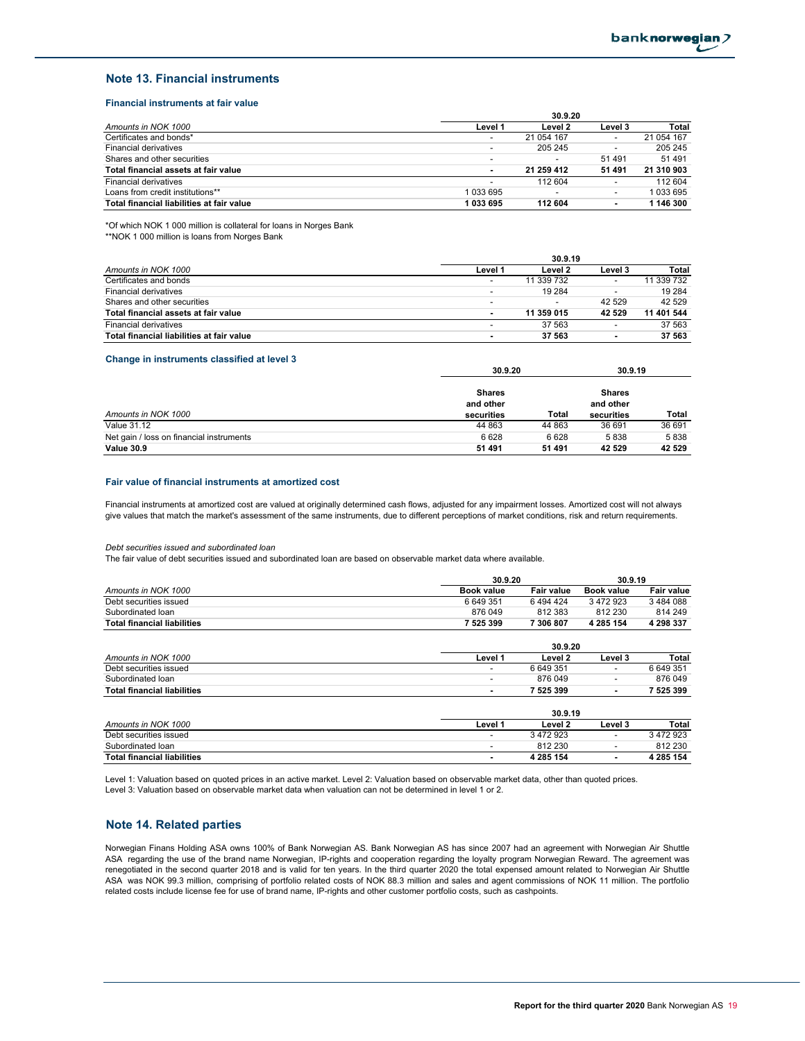## Note 13. Financial instruments

### Financial instruments at fair value

| Amounts in NOK 1000 | 30.9.20 Level 1 | Level 2 | Level 3 | Total |
|---|---|---|---|---|
| Certificates and bonds* | - | 21 054 167 | - | 21 054 167 |
| Financial derivatives | - | 205 245 | - | 205 245 |
| Shares and other securities | - | - | 51 491 | 51 491 |
| **Total financial assets at fair value** | **-** | **21 259 412** | **51 491** | **21 310 903** |
| Financial derivatives | - | 112 604 | - | 112 604 |
| Loans from credit institutions** | 1 033 695 | - | - | 1 033 695 |
| **Total financial liabilities at fair value** | **1 033 695** | **112 604** | **-** | **1 146 300** |

*Of which NOK 1 000 million is collateral for loans in Norges Bank

**NOK 1 000 million is loans from Norges Bank

| Amounts in NOK 1000 | 30.9.19 Level 1 | Level 2 | Level 3 | Total |
|---|---|---|---|---|
| Certificates and bonds | - | 11 339 732 | - | 11 339 732 |
| Financial derivatives | - | 19 284 | - | 19 284 |
| Shares and other securities | - | - | 42 529 | 42 529 |
| **Total financial assets at fair value** | **-** | **11 359 015** | **42 529** | **11 401 544** |
| Financial derivatives | - | 37 563 | - | 37 563 |
| **Total financial liabilities at fair value** | **-** | **37 563** | **-** | **37 563** |

### Change in instruments classified at level 3

| | 30.9.20 | | 30.9.19 | |
|---|---|---|---|---|
| Amounts in NOK 1000 | Shares and other securities | Total | Shares and other securities | Total |
| Value 31.12 | 44 863 | 44 863 | 36 691 | 36 691 |
| Net gain / loss on financial instruments | 6 628 | 6 628 | 5 838 | 5 838 |
| **Value 30.9** | **51 491** | **51 491** | **42 529** | **42 529** |

### Fair value of financial instruments at amortized cost

Financial instruments at amortized cost are valued at originally determined cash flows, adjusted for any impairment losses. Amortized cost will not always give values that match the market's assessment of the same instruments, due to different perceptions of market conditions, risk and return requirements.

*Debt securities issued and subordinated loan*

The fair value of debt securities issued and subordinated loan are based on observable market data where available.

| | 30.9.20 | | 30.9.19 | |
|---|---|---|---|---|
| Amounts in NOK 1000 | Book value | Fair value | Book value | Fair value |
| Debt securities issued | 6 649 351 | 6 494 424 | 3 472 923 | 3 484 088 |
| Subordinated loan | 876 049 | 812 383 | 812 230 | 814 249 |
| **Total financial liabilities** | **7 525 399** | **7 306 807** | **4 285 154** | **4 298 337** |

| Amounts in NOK 1000 | 30.9.20 Level 1 | Level 2 | Level 3 | Total |
|---|---|---|---|---|
| Debt securities issued | - | 6 649 351 | - | 6 649 351 |
| Subordinated loan | - | 876 049 | - | 876 049 |
| **Total financial liabilities** | **-** | **7 525 399** | **-** | **7 525 399** |

| Amounts in NOK 1000 | 30.9.19 Level 1 | Level 2 | Level 3 | Total |
|---|---|---|---|---|
| Debt securities issued | - | 3 472 923 | - | 3 472 923 |
| Subordinated loan | - | 812 230 | - | 812 230 |
| **Total financial liabilities** | **-** | **4 285 154** | **-** | **4 285 154** |

Level 1: Valuation based on quoted prices in an active market. Level 2: Valuation based on observable market data, other than quoted prices.
Level 3: Valuation based on observable market data when valuation can not be determined in level 1 or 2.

## Note 14. Related parties

Norwegian Finans Holding ASA owns 100% of Bank Norwegian AS. Bank Norwegian AS has since 2007 had an agreement with Norwegian Air Shuttle ASA regarding the use of the brand name Norwegian, IP-rights and cooperation regarding the loyalty program Norwegian Reward. The agreement was renegotiated in the second quarter 2018 and is valid for ten years. In the third quarter 2020 the total expensed amount related to Norwegian Air Shuttle ASA was NOK 99.3 million, comprising of portfolio related costs of NOK 88.3 million and sales and agent commissions of NOK 11 million. The portfolio related costs include license fee for use of brand name, IP-rights and other customer portfolio costs, such as cashpoints.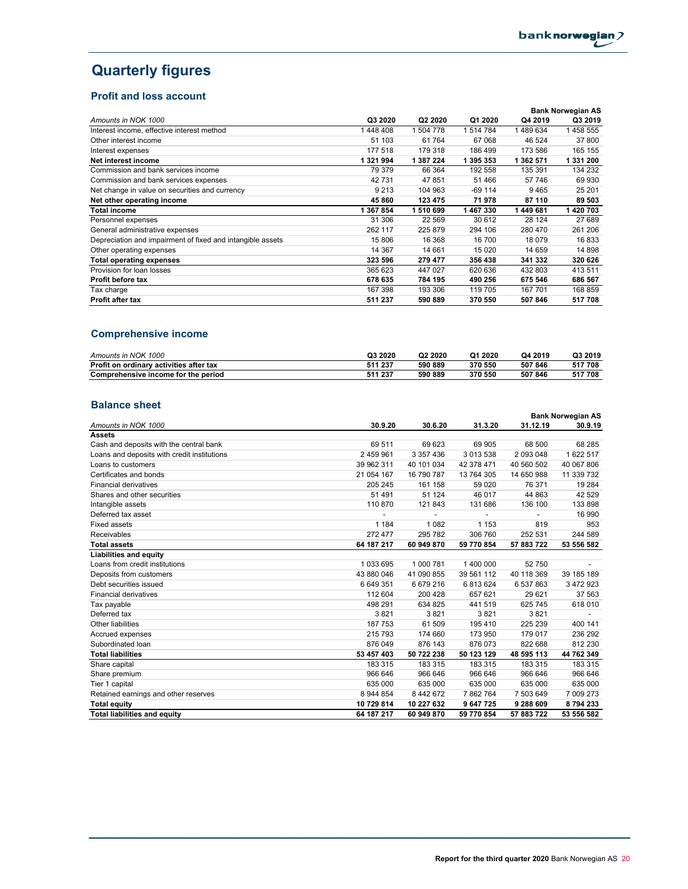# Quarterly figures

## Profit and loss account

| | | | | Bank Norwegian AS | |
|---|---|---|---|---|---|
| *Amounts in NOK 1000* | **Q3 2020** | **Q2 2020** | **Q1 2020** | **Q4 2019** | **Q3 2019** |
| Interest income, effective interest method | 1 448 408 | 1 504 778 | 1 514 784 | 1 489 634 | 1 458 555 |
| Other interest income | 51 103 | 61 764 | 67 068 | 46 524 | 37 800 |
| Interest expenses | 177 518 | 179 318 | 186 499 | 173 586 | 165 155 |
| **Net interest income** | **1 321 994** | **1 387 224** | **1 395 353** | **1 362 571** | **1 331 200** |
| Commission and bank services income | 79 379 | 66 364 | 192 558 | 135 391 | 134 232 |
| Commission and bank services expenses | 42 731 | 47 851 | 51 466 | 57 746 | 69 930 |
| Net change in value on securities and currency | 9 213 | 104 963 | -69 114 | 9 465 | 25 201 |
| **Net other operating income** | **45 860** | **123 475** | **71 978** | **87 110** | **89 503** |
| **Total income** | **1 367 854** | **1 510 699** | **1 467 330** | **1 449 681** | **1 420 703** |
| Personnel expenses | 31 306 | 22 569 | 30 612 | 28 124 | 27 689 |
| General administrative expenses | 262 117 | 225 879 | 294 106 | 280 470 | 261 206 |
| Depreciation and impairment of fixed and intangible assets | 15 806 | 16 368 | 16 700 | 18 079 | 16 833 |
| Other operating expenses | 14 367 | 14 661 | 15 020 | 14 659 | 14 898 |
| **Total operating expenses** | **323 596** | **279 477** | **356 438** | **341 332** | **320 626** |
| Provision for loan losses | 365 623 | 447 027 | 620 636 | 432 803 | 413 511 |
| **Profit before tax** | **678 635** | **784 195** | **490 256** | **675 546** | **686 567** |
| Tax charge | 167 398 | 193 306 | 119 705 | 167 701 | 168 859 |
| **Profit after tax** | **511 237** | **590 889** | **370 550** | **507 846** | **517 708** |

## Comprehensive income

| *Amounts in NOK 1000* | **Q3 2020** | **Q2 2020** | **Q1 2020** | **Q4 2019** | **Q3 2019** |
|---|---|---|---|---|---|
| **Profit on ordinary activities after tax** | **511 237** | **590 889** | **370 550** | **507 846** | **517 708** |
| **Comprehensive income for the period** | **511 237** | **590 889** | **370 550** | **507 846** | **517 708** |

## Balance sheet

| | | | | Bank Norwegian AS | |
|---|---|---|---|---|---|
| *Amounts in NOK 1000* | **30.9.20** | **30.6.20** | **31.3.20** | **31.12.19** | **30.9.19** |
| **Assets** | | | | | |
| Cash and deposits with the central bank | 69 511 | 69 623 | 69 905 | 68 500 | 68 285 |
| Loans and deposits with credit institutions | 2 459 961 | 3 357 436 | 3 013 538 | 2 093 048 | 1 622 517 |
| Loans to customers | 39 962 311 | 40 101 034 | 42 378 471 | 40 560 502 | 40 067 806 |
| Certificates and bonds | 21 054 167 | 16 790 787 | 13 764 305 | 14 650 988 | 11 339 732 |
| Financial derivatives | 205 245 | 161 158 | 59 020 | 76 371 | 19 284 |
| Shares and other securities | 51 491 | 51 124 | 46 017 | 44 863 | 42 529 |
| Intangible assets | 110 870 | 121 843 | 131 686 | 136 100 | 133 898 |
| Deferred tax asset | - | - | - | - | 16 990 |
| Fixed assets | 1 184 | 1 082 | 1 153 | 819 | 953 |
| Receivables | 272 477 | 295 782 | 306 760 | 252 531 | 244 589 |
| **Total assets** | **64 187 217** | **60 949 870** | **59 770 854** | **57 883 722** | **53 556 582** |
| **Liabilities and equity** | | | | | |
| Loans from credit institutions | 1 033 695 | 1 000 781 | 1 400 000 | 52 750 | - |
| Deposits from customers | 43 880 046 | 41 090 855 | 39 561 112 | 40 118 369 | 39 185 189 |
| Debt securities issued | 6 649 351 | 6 679 216 | 6 813 624 | 6 537 863 | 3 472 923 |
| Financial derivatives | 112 604 | 200 428 | 657 621 | 29 621 | 37 563 |
| Tax payable | 498 291 | 634 825 | 441 519 | 625 745 | 618 010 |
| Deferred tax | 3 821 | 3 821 | 3 821 | 3 821 | - |
| Other liabilities | 187 753 | 61 509 | 195 410 | 225 239 | 400 141 |
| Accrued expenses | 215 793 | 174 660 | 173 950 | 179 017 | 236 292 |
| Subordinated loan | 876 049 | 876 143 | 876 073 | 822 688 | 812 230 |
| **Total liabilities** | **53 457 403** | **50 722 238** | **50 123 129** | **48 595 113** | **44 762 349** |
| Share capital | 183 315 | 183 315 | 183 315 | 183 315 | 183 315 |
| Share premium | 966 646 | 966 646 | 966 646 | 966 646 | 966 646 |
| Tier 1 capital | 635 000 | 635 000 | 635 000 | 635 000 | 635 000 |
| Retained earnings and other reserves | 8 944 854 | 8 442 672 | 7 862 764 | 7 503 649 | 7 009 273 |
| **Total equity** | **10 729 814** | **10 227 632** | **9 647 725** | **9 288 609** | **8 794 233** |
| **Total liabilities and equity** | **64 187 217** | **60 949 870** | **59 770 854** | **57 883 722** | **53 556 582** |